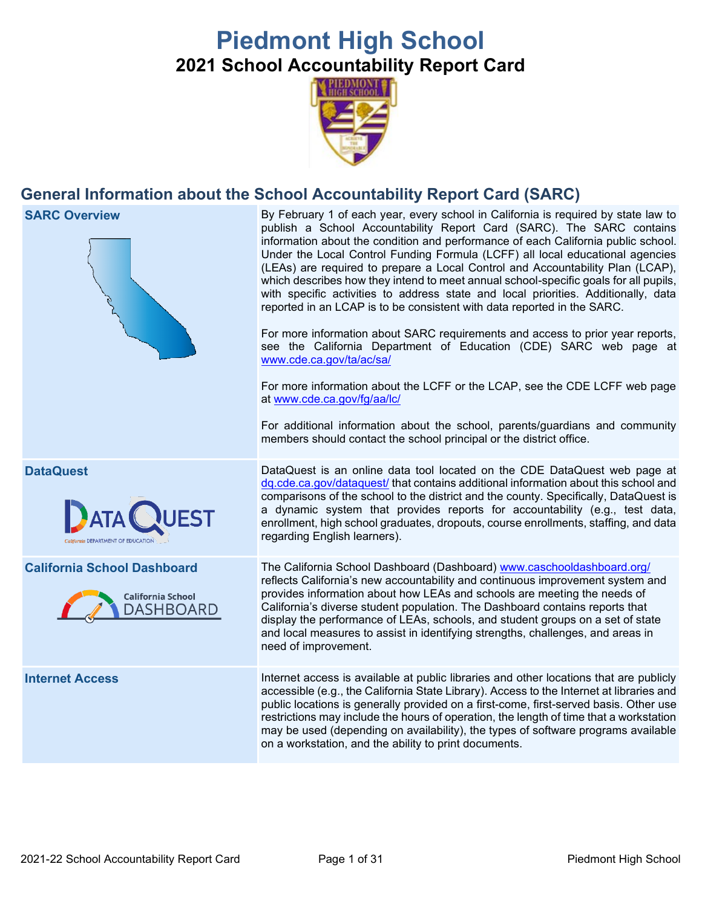# Piedmont High School

## 2021 School Accountability Report Card

## General Information about the School Accountability Report Card (SARC)

| | |
|---|---|
| **SARC Overview** | By February 1 of each year, every school in California is required by state law to publish a School Accountability Report Card (SARC). The SARC contains information about the condition and performance of each California public school. Under the Local Control Funding Formula (LCFF) all local educational agencies (LEAs) are required to prepare a Local Control and Accountability Plan (LCAP), which describes how they intend to meet annual school-specific goals for all pupils, with specific activities to address state and local priorities. Additionally, data reported in an LCAP is to be consistent with data reported in the SARC.<br><br>For more information about SARC requirements and access to prior year reports, see the California Department of Education (CDE) SARC web page at www.cde.ca.gov/ta/ac/sa/<br><br>For more information about the LCFF or the LCAP, see the CDE LCFF web page at www.cde.ca.gov/fg/aa/lc/<br><br>For additional information about the school, parents/guardians and community members should contact the school principal or the district office. |
| **DataQuest** | DataQuest is an online data tool located on the CDE DataQuest web page at dq.cde.ca.gov/dataquest/ that contains additional information about this school and comparisons of the school to the district and the county. Specifically, DataQuest is a dynamic system that provides reports for accountability (e.g., test data, enrollment, high school graduates, dropouts, course enrollments, staffing, and data regarding English learners). |
| **California School Dashboard** | The California School Dashboard (Dashboard) www.caschooldashboard.org/ reflects California's new accountability and continuous improvement system and provides information about how LEAs and schools are meeting the needs of California's diverse student population. The Dashboard contains reports that display the performance of LEAs, schools, and student groups on a set of state and local measures to assist in identifying strengths, challenges, and areas in need of improvement. |
| **Internet Access** | Internet access is available at public libraries and other locations that are publicly accessible (e.g., the California State Library). Access to the Internet at libraries and public locations is generally provided on a first-come, first-served basis. Other use restrictions may include the hours of operation, the length of time that a workstation may be used (depending on availability), the types of software programs available on a workstation, and the ability to print documents. |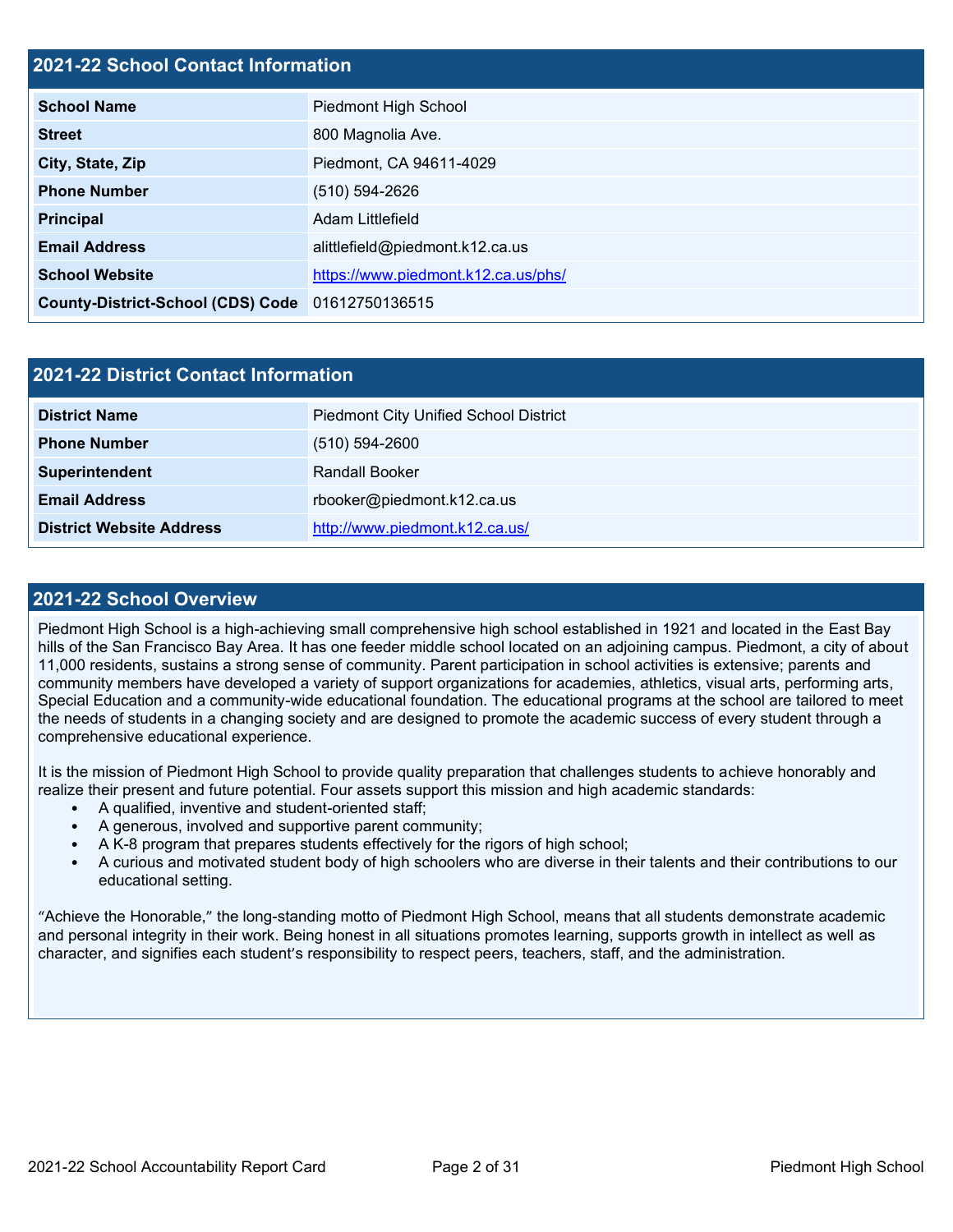## 2021-22 School Contact Information

| | |
|---|---|
| **School Name** | Piedmont High School |
| **Street** | 800 Magnolia Ave. |
| **City, State, Zip** | Piedmont, CA 94611-4029 |
| **Phone Number** | (510) 594-2626 |
| **Principal** | Adam Littlefield |
| **Email Address** | alittlefield@piedmont.k12.ca.us |
| **School Website** | https://www.piedmont.k12.ca.us/phs/ |
| **County-District-School (CDS) Code** | 01612750136515 |

## 2021-22 District Contact Information

| | |
|---|---|
| **District Name** | Piedmont City Unified School District |
| **Phone Number** | (510) 594-2600 |
| **Superintendent** | Randall Booker |
| **Email Address** | rbooker@piedmont.k12.ca.us |
| **District Website Address** | http://www.piedmont.k12.ca.us/ |

## 2021-22 School Overview

Piedmont High School is a high-achieving small comprehensive high school established in 1921 and located in the East Bay hills of the San Francisco Bay Area. It has one feeder middle school located on an adjoining campus. Piedmont, a city of about 11,000 residents, sustains a strong sense of community. Parent participation in school activities is extensive; parents and community members have developed a variety of support organizations for academies, athletics, visual arts, performing arts, Special Education and a community-wide educational foundation. The educational programs at the school are tailored to meet the needs of students in a changing society and are designed to promote the academic success of every student through a comprehensive educational experience.

It is the mission of Piedmont High School to provide quality preparation that challenges students to achieve honorably and realize their present and future potential. Four assets support this mission and high academic standards:

- A qualified, inventive and student-oriented staff;
- A generous, involved and supportive parent community;
- A K-8 program that prepares students effectively for the rigors of high school;
- A curious and motivated student body of high schoolers who are diverse in their talents and their contributions to our educational setting.

"Achieve the Honorable," the long-standing motto of Piedmont High School, means that all students demonstrate academic and personal integrity in their work. Being honest in all situations promotes learning, supports growth in intellect as well as character, and signifies each student's responsibility to respect peers, teachers, staff, and the administration.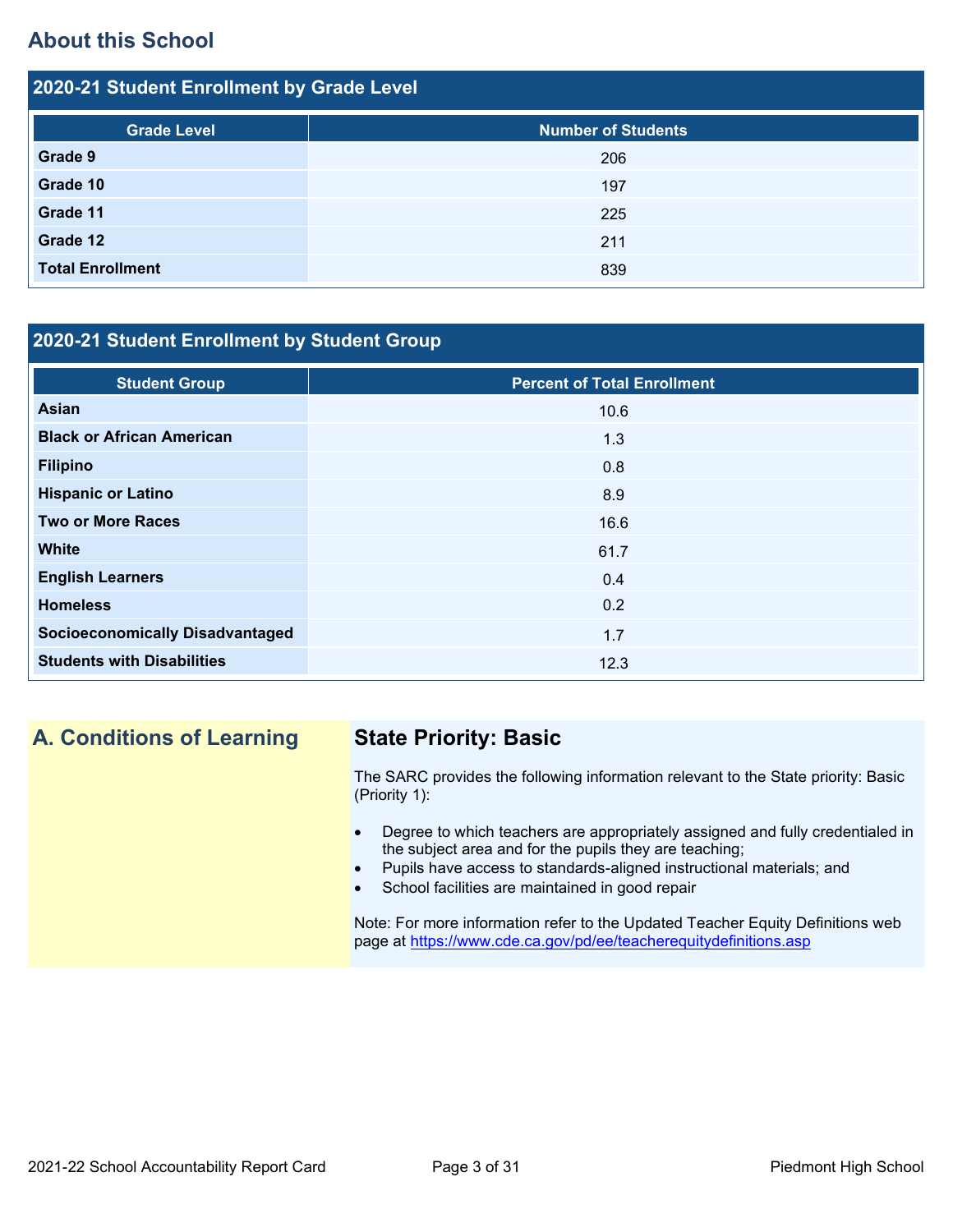## About this School

### 2020-21 Student Enrollment by Grade Level

| Grade Level | Number of Students |
|---|---|
| **Grade 9** | 206 |
| **Grade 10** | 197 |
| **Grade 11** | 225 |
| **Grade 12** | 211 |
| **Total Enrollment** | 839 |

### 2020-21 Student Enrollment by Student Group

| Student Group | Percent of Total Enrollment |
|---|---|
| **Asian** | 10.6 |
| **Black or African American** | 1.3 |
| **Filipino** | 0.8 |
| **Hispanic or Latino** | 8.9 |
| **Two or More Races** | 16.6 |
| **White** | 61.7 |
| **English Learners** | 0.4 |
| **Homeless** | 0.2 |
| **Socioeconomically Disadvantaged** | 1.7 |
| **Students with Disabilities** | 12.3 |

## A. Conditions of Learning

### State Priority: Basic

The SARC provides the following information relevant to the State priority: Basic (Priority 1):

- Degree to which teachers are appropriately assigned and fully credentialed in the subject area and for the pupils they are teaching;
- Pupils have access to standards-aligned instructional materials; and
- School facilities are maintained in good repair

Note: For more information refer to the Updated Teacher Equity Definitions web page at https://www.cde.ca.gov/pd/ee/teacherequitydefinitions.asp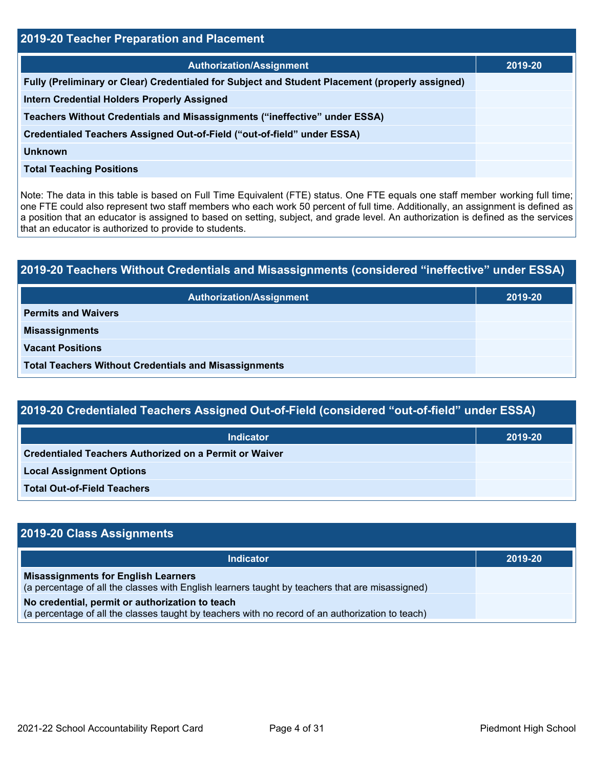## 2019-20 Teacher Preparation and Placement

| Authorization/Assignment | 2019-20 |
| --- | --- |
| Fully (Preliminary or Clear) Credentialed for Subject and Student Placement (properly assigned) | |
| Intern Credential Holders Properly Assigned | |
| Teachers Without Credentials and Misassignments ("ineffective" under ESSA) | |
| Credentialed Teachers Assigned Out-of-Field ("out-of-field" under ESSA) | |
| Unknown | |
| Total Teaching Positions | |

Note: The data in this table is based on Full Time Equivalent (FTE) status. One FTE equals one staff member working full time; one FTE could also represent two staff members who each work 50 percent of full time. Additionally, an assignment is defined as a position that an educator is assigned to based on setting, subject, and grade level. An authorization is defined as the services that an educator is authorized to provide to students.

## 2019-20 Teachers Without Credentials and Misassignments (considered "ineffective" under ESSA)

| Authorization/Assignment | 2019-20 |
| --- | --- |
| Permits and Waivers | |
| Misassignments | |
| Vacant Positions | |
| Total Teachers Without Credentials and Misassignments | |

## 2019-20 Credentialed Teachers Assigned Out-of-Field (considered "out-of-field" under ESSA)

| Indicator | 2019-20 |
| --- | --- |
| Credentialed Teachers Authorized on a Permit or Waiver | |
| Local Assignment Options | |
| Total Out-of-Field Teachers | |

## 2019-20 Class Assignments

| Indicator | 2019-20 |
| --- | --- |
| **Misassignments for English Learners** (a percentage of all the classes with English learners taught by teachers that are misassigned) | |
| **No credential, permit or authorization to teach** (a percentage of all the classes taught by teachers with no record of an authorization to teach) | |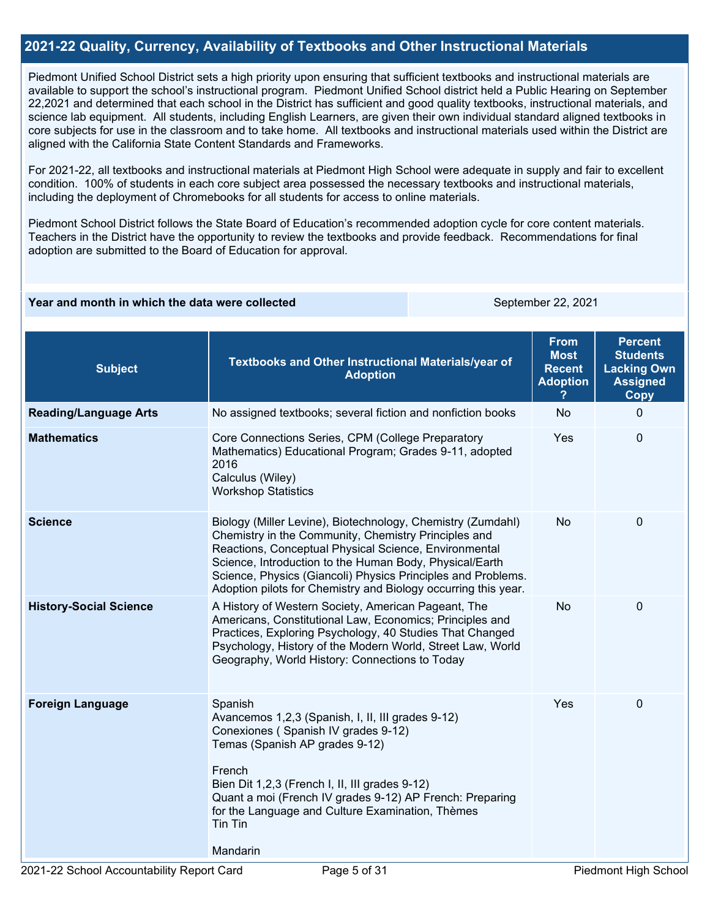## 2021-22 Quality, Currency, Availability of Textbooks and Other Instructional Materials

Piedmont Unified School District sets a high priority upon ensuring that sufficient textbooks and instructional materials are available to support the school's instructional program. Piedmont Unified School district held a Public Hearing on September 22,2021 and determined that each school in the District has sufficient and good quality textbooks, instructional materials, and science lab equipment. All students, including English Learners, are given their own individual standard aligned textbooks in core subjects for use in the classroom and to take home. All textbooks and instructional materials used within the District are aligned with the California State Content Standards and Frameworks.

For 2021-22, all textbooks and instructional materials at Piedmont High School were adequate in supply and fair to excellent condition. 100% of students in each core subject area possessed the necessary textbooks and instructional materials, including the deployment of Chromebooks for all students for access to online materials.

Piedmont School District follows the State Board of Education's recommended adoption cycle for core content materials. Teachers in the District have the opportunity to review the textbooks and provide feedback. Recommendations for final adoption are submitted to the Board of Education for approval.

| Year and month in which the data were collected | September 22, 2021 |
|---|---|

| Subject | Textbooks and Other Instructional Materials/year of Adoption | From Most Recent Adoption ? | Percent Students Lacking Own Assigned Copy |
|---|---|---|---|
| **Reading/Language Arts** | No assigned textbooks; several fiction and nonfiction books | No | 0 |
| **Mathematics** | Core Connections Series, CPM (College Preparatory Mathematics) Educational Program; Grades 9-11, adopted 2016<br>Calculus (Wiley)<br>Workshop Statistics | Yes | 0 |
| **Science** | Biology (Miller Levine), Biotechnology, Chemistry (Zumdahl) Chemistry in the Community, Chemistry Principles and Reactions, Conceptual Physical Science, Environmental Science, Introduction to the Human Body, Physical/Earth Science, Physics (Giancoli) Physics Principles and Problems. Adoption pilots for Chemistry and Biology occurring this year. | No | 0 |
| **History-Social Science** | A History of Western Society, American Pageant, The Americans, Constitutional Law, Economics; Principles and Practices, Exploring Psychology, 40 Studies That Changed Psychology, History of the Modern World, Street Law, World Geography, World History: Connections to Today | No | 0 |
| **Foreign Language** | Spanish<br>Avancemos 1,2,3 (Spanish, I, II, III grades 9-12)<br>Conexiones ( Spanish IV grades 9-12)<br>Temas (Spanish AP grades 9-12)<br><br>French<br>Bien Dit 1,2,3 (French I, II, III grades 9-12)<br>Quant a moi (French IV grades 9-12) AP French: Preparing for the Language and Culture Examination, Thèmes<br>Tin Tin<br><br>Mandarin | Yes | 0 |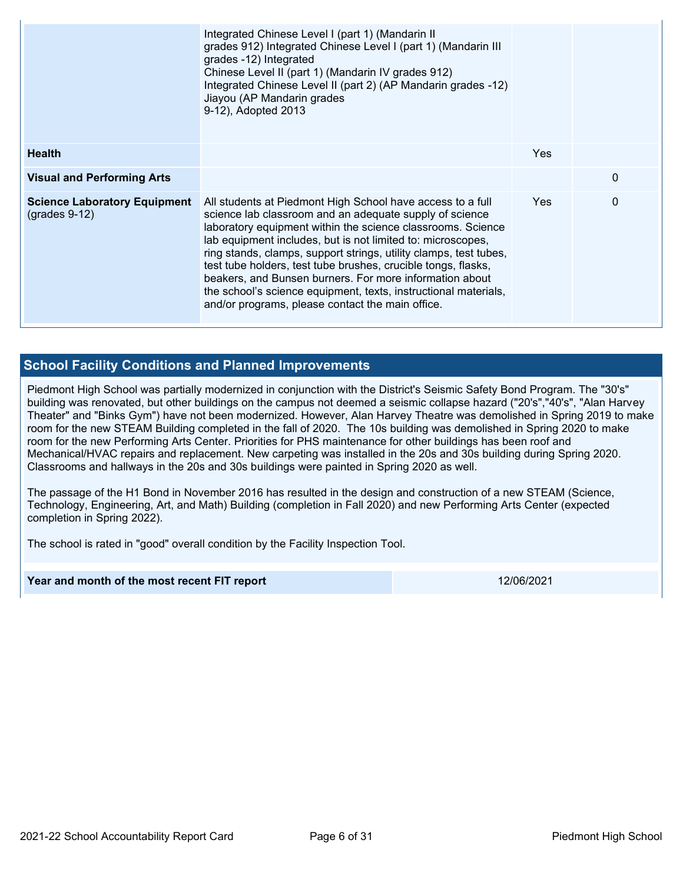| | | | |
|---|---|---|---|
| | Integrated Chinese Level I (part 1) (Mandarin II grades 912) Integrated Chinese Level I (part 1) (Mandarin III grades -12) Integrated Chinese Level II (part 1) (Mandarin IV grades 912) Integrated Chinese Level II (part 2) (AP Mandarin grades -12) Jiayou (AP Mandarin grades 9-12), Adopted 2013 | | |
| **Health** | | Yes | |
| **Visual and Performing Arts** | | | 0 |
| **Science Laboratory Equipment** (grades 9-12) | All students at Piedmont High School have access to a full science lab classroom and an adequate supply of science laboratory equipment within the science classrooms. Science lab equipment includes, but is not limited to: microscopes, ring stands, clamps, support strings, utility clamps, test tubes, test tube holders, test tube brushes, crucible tongs, flasks, beakers, and Bunsen burners. For more information about the school's science equipment, texts, instructional materials, and/or programs, please contact the main office. | Yes | 0 |

## School Facility Conditions and Planned Improvements

Piedmont High School was partially modernized in conjunction with the District's Seismic Safety Bond Program. The "30's" building was renovated, but other buildings on the campus not deemed a seismic collapse hazard ("20's","40's", "Alan Harvey Theater" and "Binks Gym") have not been modernized. However, Alan Harvey Theatre was demolished in Spring 2019 to make room for the new STEAM Building completed in the fall of 2020. The 10s building was demolished in Spring 2020 to make room for the new Performing Arts Center. Priorities for PHS maintenance for other buildings has been roof and Mechanical/HVAC repairs and replacement. New carpeting was installed in the 20s and 30s building during Spring 2020. Classrooms and hallways in the 20s and 30s buildings were painted in Spring 2020 as well.

The passage of the H1 Bond in November 2016 has resulted in the design and construction of a new STEAM (Science, Technology, Engineering, Art, and Math) Building (completion in Fall 2020) and new Performing Arts Center (expected completion in Spring 2022).

The school is rated in "good" overall condition by the Facility Inspection Tool.

| | |
|---|---|
| **Year and month of the most recent FIT report** | 12/06/2021 |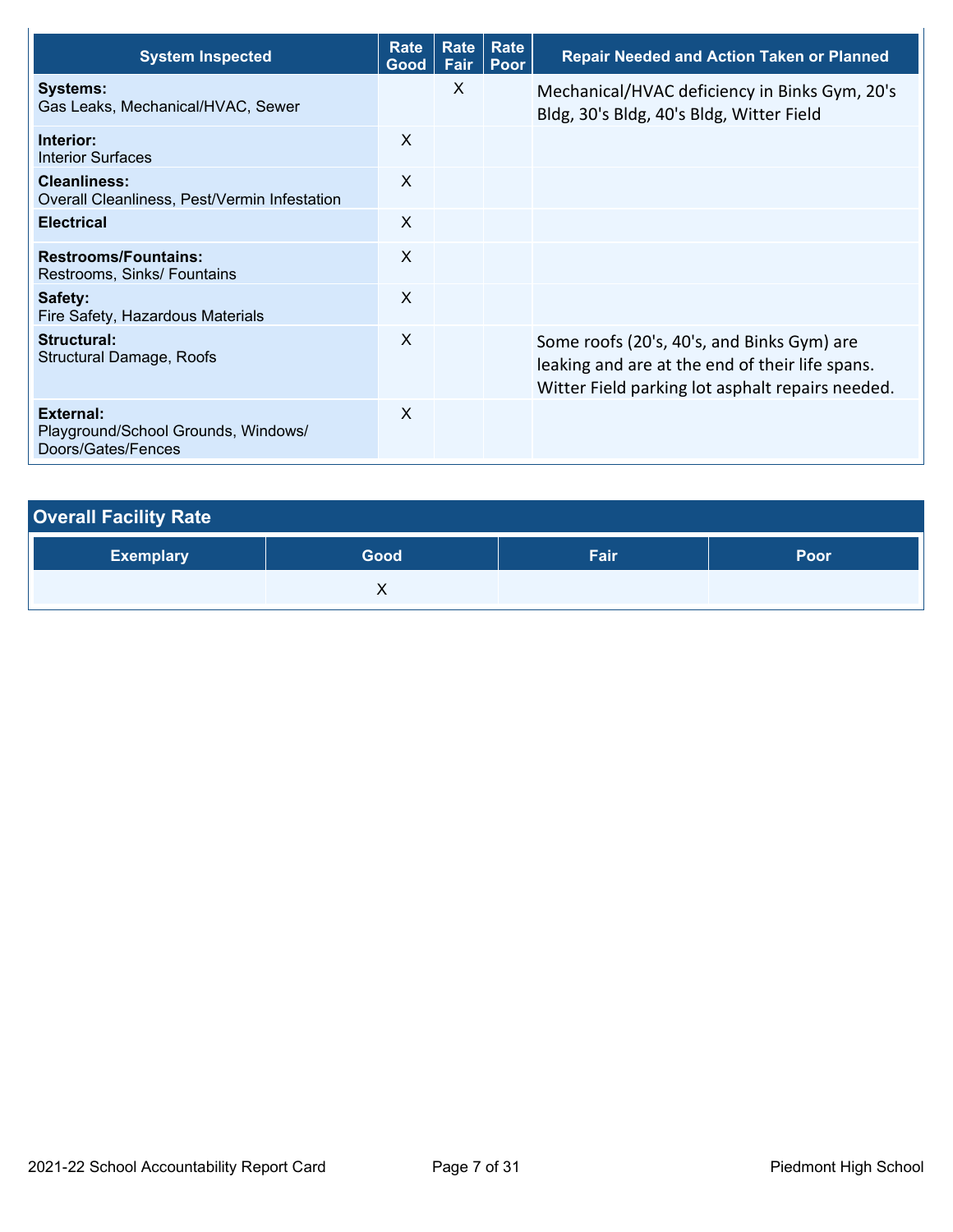| System Inspected | Rate Good | Rate Fair | Rate Poor | Repair Needed and Action Taken or Planned |
|---|---|---|---|---|
| **Systems:** Gas Leaks, Mechanical/HVAC, Sewer | | X | | Mechanical/HVAC deficiency in Binks Gym, 20's Bldg, 30's Bldg, 40's Bldg, Witter Field |
| **Interior:** Interior Surfaces | X | | | |
| **Cleanliness:** Overall Cleanliness, Pest/Vermin Infestation | X | | | |
| **Electrical** | X | | | |
| **Restrooms/Fountains:** Restrooms, Sinks/ Fountains | X | | | |
| **Safety:** Fire Safety, Hazardous Materials | X | | | |
| **Structural:** Structural Damage, Roofs | X | | | Some roofs (20's, 40's, and Binks Gym) are leaking and are at the end of their life spans. Witter Field parking lot asphalt repairs needed. |
| **External:** Playground/School Grounds, Windows/ Doors/Gates/Fences | X | | | |

## Overall Facility Rate

| Exemplary | Good | Fair | Poor |
|---|---|---|---|
| | X | | |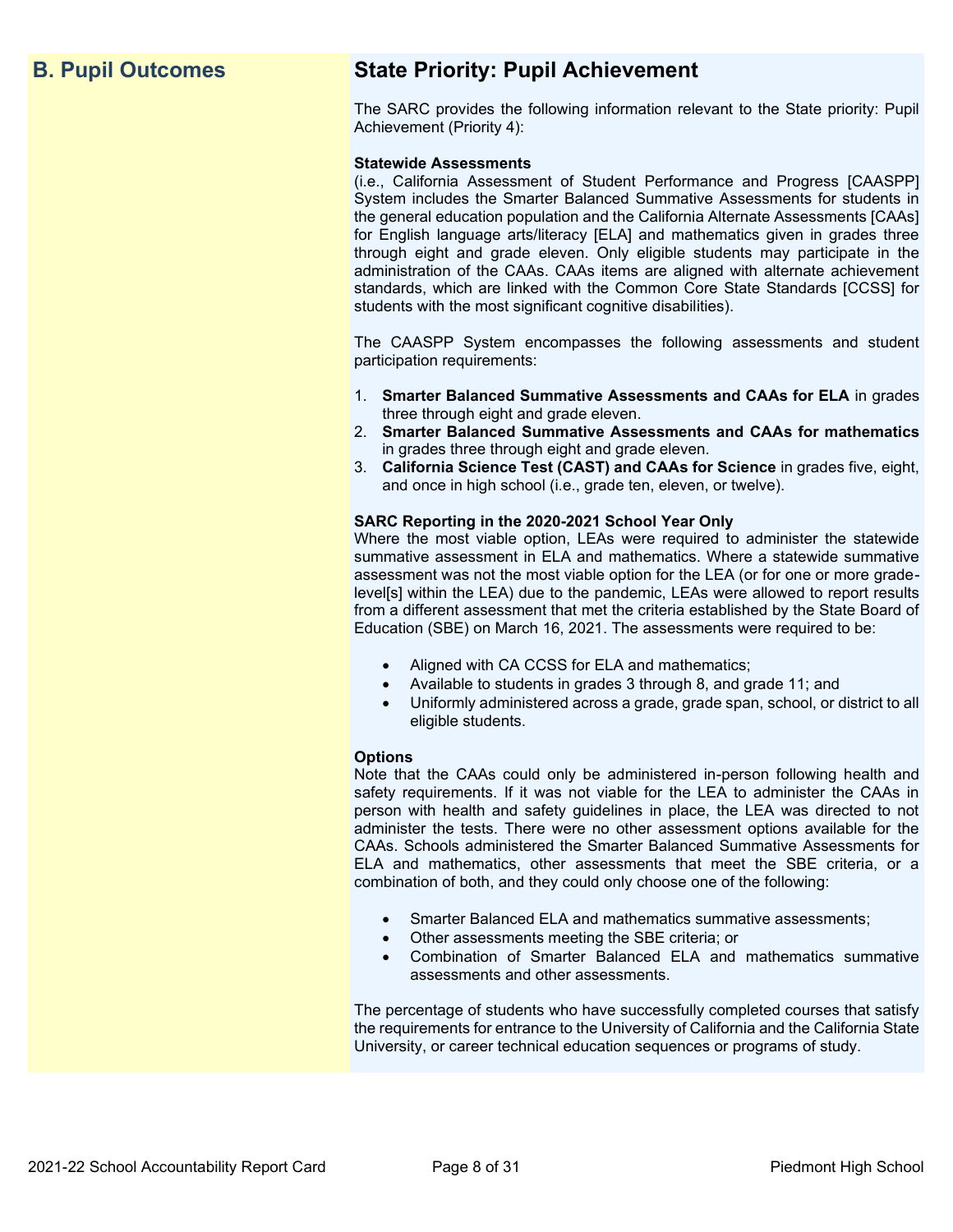## B. Pupil Outcomes

## State Priority: Pupil Achievement

The SARC provides the following information relevant to the State priority: Pupil Achievement (Priority 4):

**Statewide Assessments**
(i.e., California Assessment of Student Performance and Progress [CAASPP] System includes the Smarter Balanced Summative Assessments for students in the general education population and the California Alternate Assessments [CAAs] for English language arts/literacy [ELA] and mathematics given in grades three through eight and grade eleven. Only eligible students may participate in the administration of the CAAs. CAAs items are aligned with alternate achievement standards, which are linked with the Common Core State Standards [CCSS] for students with the most significant cognitive disabilities).

The CAASPP System encompasses the following assessments and student participation requirements:

1. **Smarter Balanced Summative Assessments and CAAs for ELA** in grades three through eight and grade eleven.
2. **Smarter Balanced Summative Assessments and CAAs for mathematics** in grades three through eight and grade eleven.
3. **California Science Test (CAST) and CAAs for Science** in grades five, eight, and once in high school (i.e., grade ten, eleven, or twelve).

**SARC Reporting in the 2020-2021 School Year Only**
Where the most viable option, LEAs were required to administer the statewide summative assessment in ELA and mathematics. Where a statewide summative assessment was not the most viable option for the LEA (or for one or more grade-level[s] within the LEA) due to the pandemic, LEAs were allowed to report results from a different assessment that met the criteria established by the State Board of Education (SBE) on March 16, 2021. The assessments were required to be:

- Aligned with CA CCSS for ELA and mathematics;
- Available to students in grades 3 through 8, and grade 11; and
- Uniformly administered across a grade, grade span, school, or district to all eligible students.

**Options**
Note that the CAAs could only be administered in-person following health and safety requirements. If it was not viable for the LEA to administer the CAAs in person with health and safety guidelines in place, the LEA was directed to not administer the tests. There were no other assessment options available for the CAAs. Schools administered the Smarter Balanced Summative Assessments for ELA and mathematics, other assessments that meet the SBE criteria, or a combination of both, and they could only choose one of the following:

- Smarter Balanced ELA and mathematics summative assessments;
- Other assessments meeting the SBE criteria; or
- Combination of Smarter Balanced ELA and mathematics summative assessments and other assessments.

The percentage of students who have successfully completed courses that satisfy the requirements for entrance to the University of California and the California State University, or career technical education sequences or programs of study.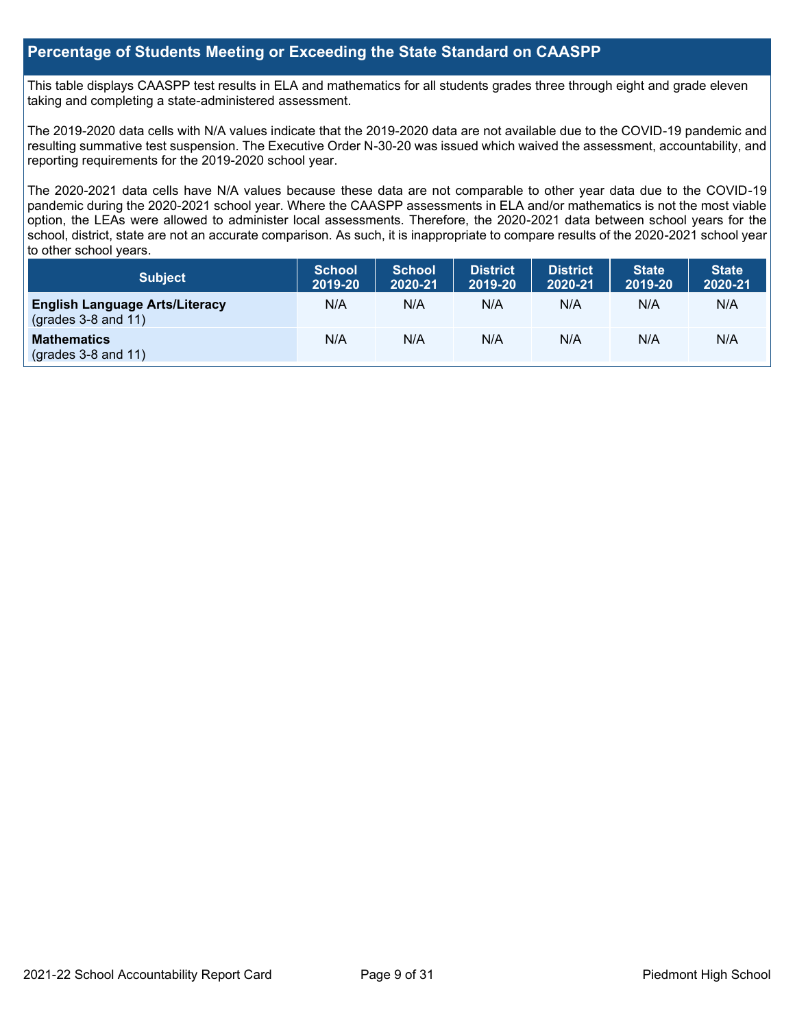## Percentage of Students Meeting or Exceeding the State Standard on CAASPP

This table displays CAASPP test results in ELA and mathematics for all students grades three through eight and grade eleven taking and completing a state-administered assessment.

The 2019-2020 data cells with N/A values indicate that the 2019-2020 data are not available due to the COVID-19 pandemic and resulting summative test suspension. The Executive Order N-30-20 was issued which waived the assessment, accountability, and reporting requirements for the 2019-2020 school year.

The 2020-2021 data cells have N/A values because these data are not comparable to other year data due to the COVID-19 pandemic during the 2020-2021 school year. Where the CAASPP assessments in ELA and/or mathematics is not the most viable option, the LEAs were allowed to administer local assessments. Therefore, the 2020-2021 data between school years for the school, district, state are not an accurate comparison. As such, it is inappropriate to compare results of the 2020-2021 school year to other school years.

| Subject | School 2019-20 | School 2020-21 | District 2019-20 | District 2020-21 | State 2019-20 | State 2020-21 |
|---|---|---|---|---|---|---|
| **English Language Arts/Literacy** (grades 3-8 and 11) | N/A | N/A | N/A | N/A | N/A | N/A |
| **Mathematics** (grades 3-8 and 11) | N/A | N/A | N/A | N/A | N/A | N/A |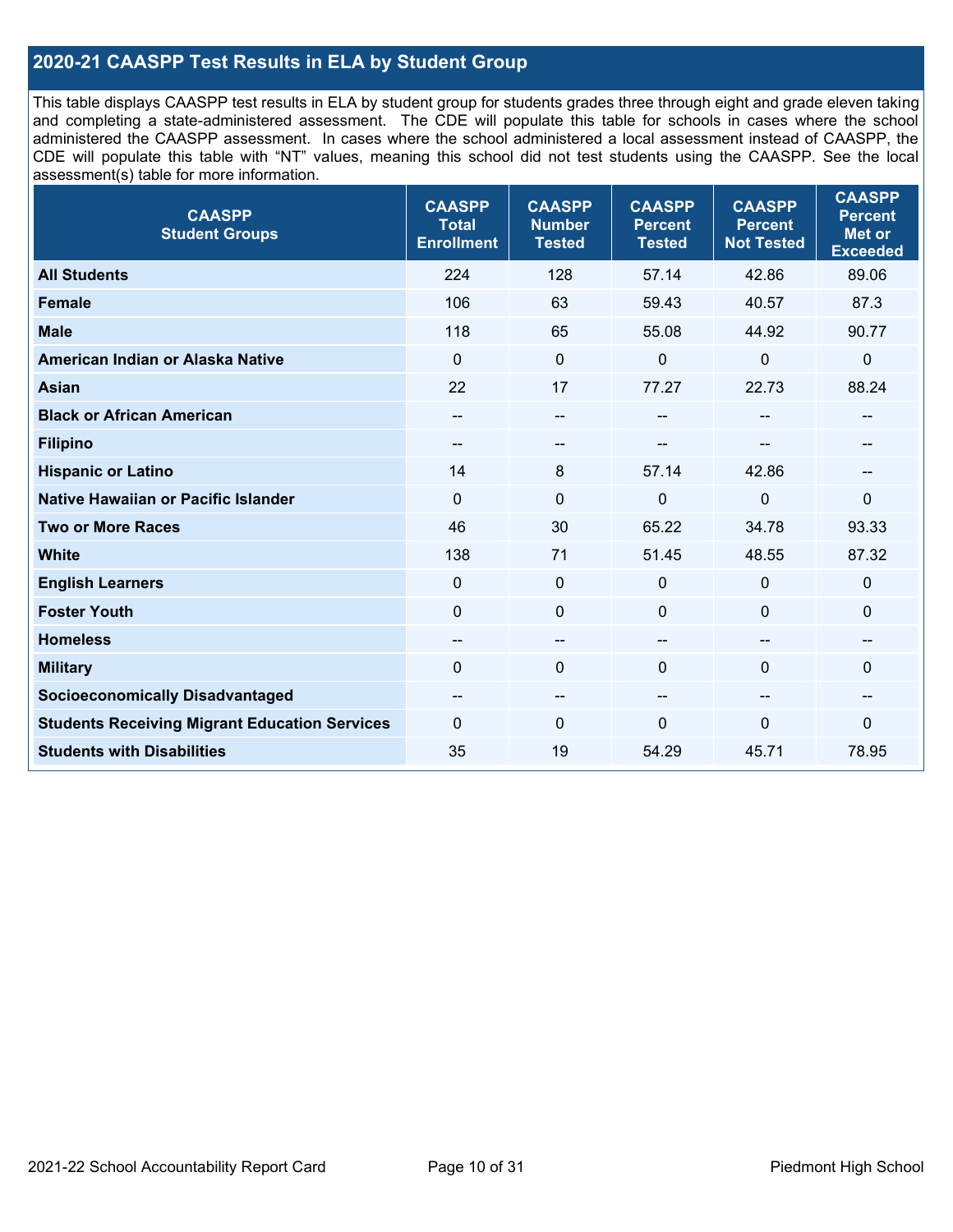## 2020-21 CAASPP Test Results in ELA by Student Group

This table displays CAASPP test results in ELA by student group for students grades three through eight and grade eleven taking and completing a state-administered assessment. The CDE will populate this table for schools in cases where the school administered the CAASPP assessment. In cases where the school administered a local assessment instead of CAASPP, the CDE will populate this table with "NT" values, meaning this school did not test students using the CAASPP. See the local assessment(s) table for more information.

| CAASPP Student Groups | CAASPP Total Enrollment | CAASPP Number Tested | CAASPP Percent Tested | CAASPP Percent Not Tested | CAASPP Percent Met or Exceeded |
|---|---|---|---|---|---|
| **All Students** | 224 | 128 | 57.14 | 42.86 | 89.06 |
| **Female** | 106 | 63 | 59.43 | 40.57 | 87.3 |
| **Male** | 118 | 65 | 55.08 | 44.92 | 90.77 |
| **American Indian or Alaska Native** | 0 | 0 | 0 | 0 | 0 |
| **Asian** | 22 | 17 | 77.27 | 22.73 | 88.24 |
| **Black or African American** | -- | -- | -- | -- | -- |
| **Filipino** | -- | -- | -- | -- | -- |
| **Hispanic or Latino** | 14 | 8 | 57.14 | 42.86 | -- |
| **Native Hawaiian or Pacific Islander** | 0 | 0 | 0 | 0 | 0 |
| **Two or More Races** | 46 | 30 | 65.22 | 34.78 | 93.33 |
| **White** | 138 | 71 | 51.45 | 48.55 | 87.32 |
| **English Learners** | 0 | 0 | 0 | 0 | 0 |
| **Foster Youth** | 0 | 0 | 0 | 0 | 0 |
| **Homeless** | -- | -- | -- | -- | -- |
| **Military** | 0 | 0 | 0 | 0 | 0 |
| **Socioeconomically Disadvantaged** | -- | -- | -- | -- | -- |
| **Students Receiving Migrant Education Services** | 0 | 0 | 0 | 0 | 0 |
| **Students with Disabilities** | 35 | 19 | 54.29 | 45.71 | 78.95 |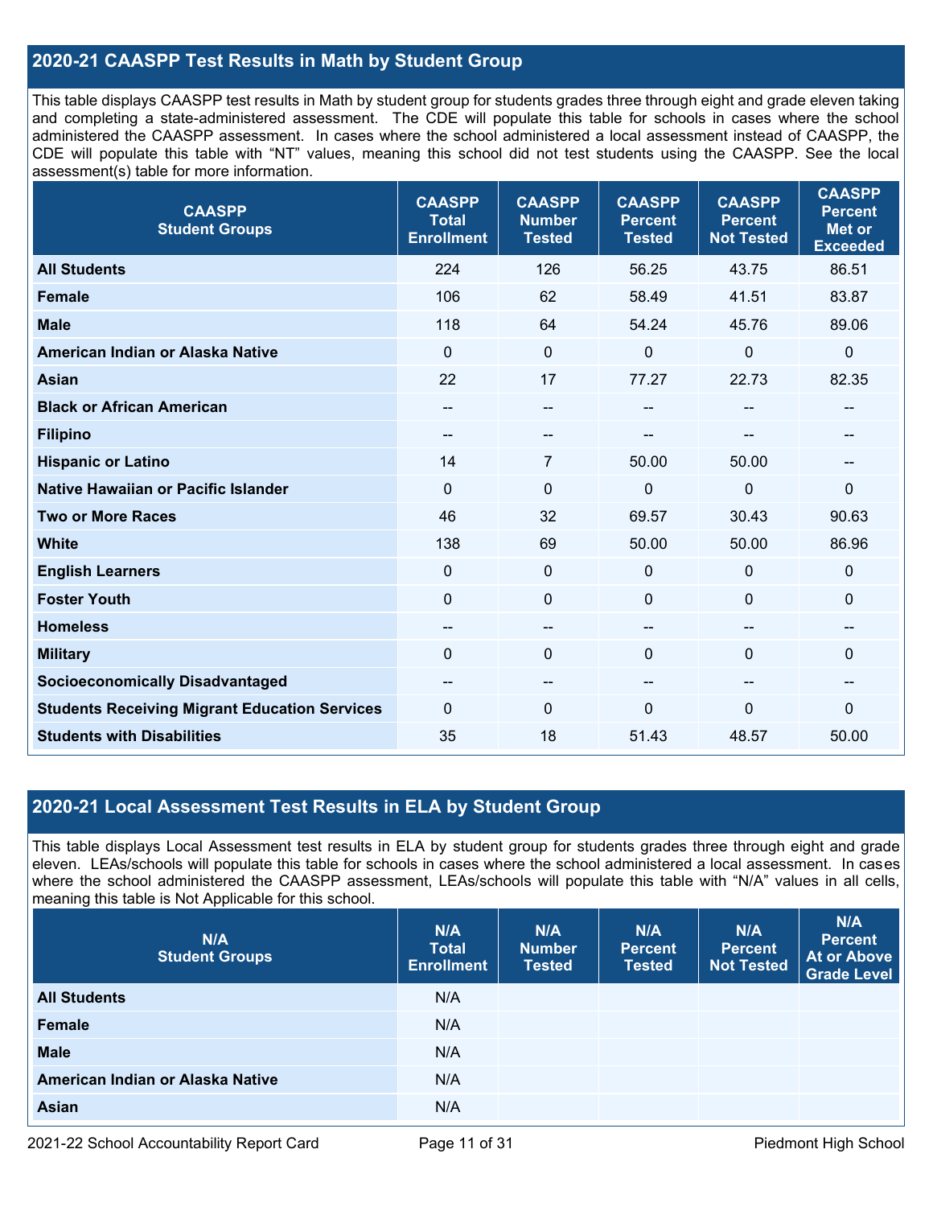## 2020-21 CAASPP Test Results in Math by Student Group

This table displays CAASPP test results in Math by student group for students grades three through eight and grade eleven taking and completing a state-administered assessment. The CDE will populate this table for schools in cases where the school administered the CAASPP assessment. In cases where the school administered a local assessment instead of CAASPP, the CDE will populate this table with "NT" values, meaning this school did not test students using the CAASPP. See the local assessment(s) table for more information.

| CAASPP Student Groups | CAASPP Total Enrollment | CAASPP Number Tested | CAASPP Percent Tested | CAASPP Percent Not Tested | CAASPP Percent Met or Exceeded |
|---|---|---|---|---|---|
| **All Students** | 224 | 126 | 56.25 | 43.75 | 86.51 |
| **Female** | 106 | 62 | 58.49 | 41.51 | 83.87 |
| **Male** | 118 | 64 | 54.24 | 45.76 | 89.06 |
| **American Indian or Alaska Native** | 0 | 0 | 0 | 0 | 0 |
| **Asian** | 22 | 17 | 77.27 | 22.73 | 82.35 |
| **Black or African American** | -- | -- | -- | -- | -- |
| **Filipino** | -- | -- | -- | -- | -- |
| **Hispanic or Latino** | 14 | 7 | 50.00 | 50.00 | -- |
| **Native Hawaiian or Pacific Islander** | 0 | 0 | 0 | 0 | 0 |
| **Two or More Races** | 46 | 32 | 69.57 | 30.43 | 90.63 |
| **White** | 138 | 69 | 50.00 | 50.00 | 86.96 |
| **English Learners** | 0 | 0 | 0 | 0 | 0 |
| **Foster Youth** | 0 | 0 | 0 | 0 | 0 |
| **Homeless** | -- | -- | -- | -- | -- |
| **Military** | 0 | 0 | 0 | 0 | 0 |
| **Socioeconomically Disadvantaged** | -- | -- | -- | -- | -- |
| **Students Receiving Migrant Education Services** | 0 | 0 | 0 | 0 | 0 |
| **Students with Disabilities** | 35 | 18 | 51.43 | 48.57 | 50.00 |

## 2020-21 Local Assessment Test Results in ELA by Student Group

This table displays Local Assessment test results in ELA by student group for students grades three through eight and grade eleven. LEAs/schools will populate this table for schools in cases where the school administered a local assessment. In cases where the school administered the CAASPP assessment, LEAs/schools will populate this table with "N/A" values in all cells, meaning this table is Not Applicable for this school.

| N/A Student Groups | N/A Total Enrollment | N/A Number Tested | N/A Percent Tested | N/A Percent Not Tested | N/A Percent At or Above Grade Level |
|---|---|---|---|---|---|
| **All Students** | N/A | | | | |
| **Female** | N/A | | | | |
| **Male** | N/A | | | | |
| **American Indian or Alaska Native** | N/A | | | | |
| **Asian** | N/A | | | | |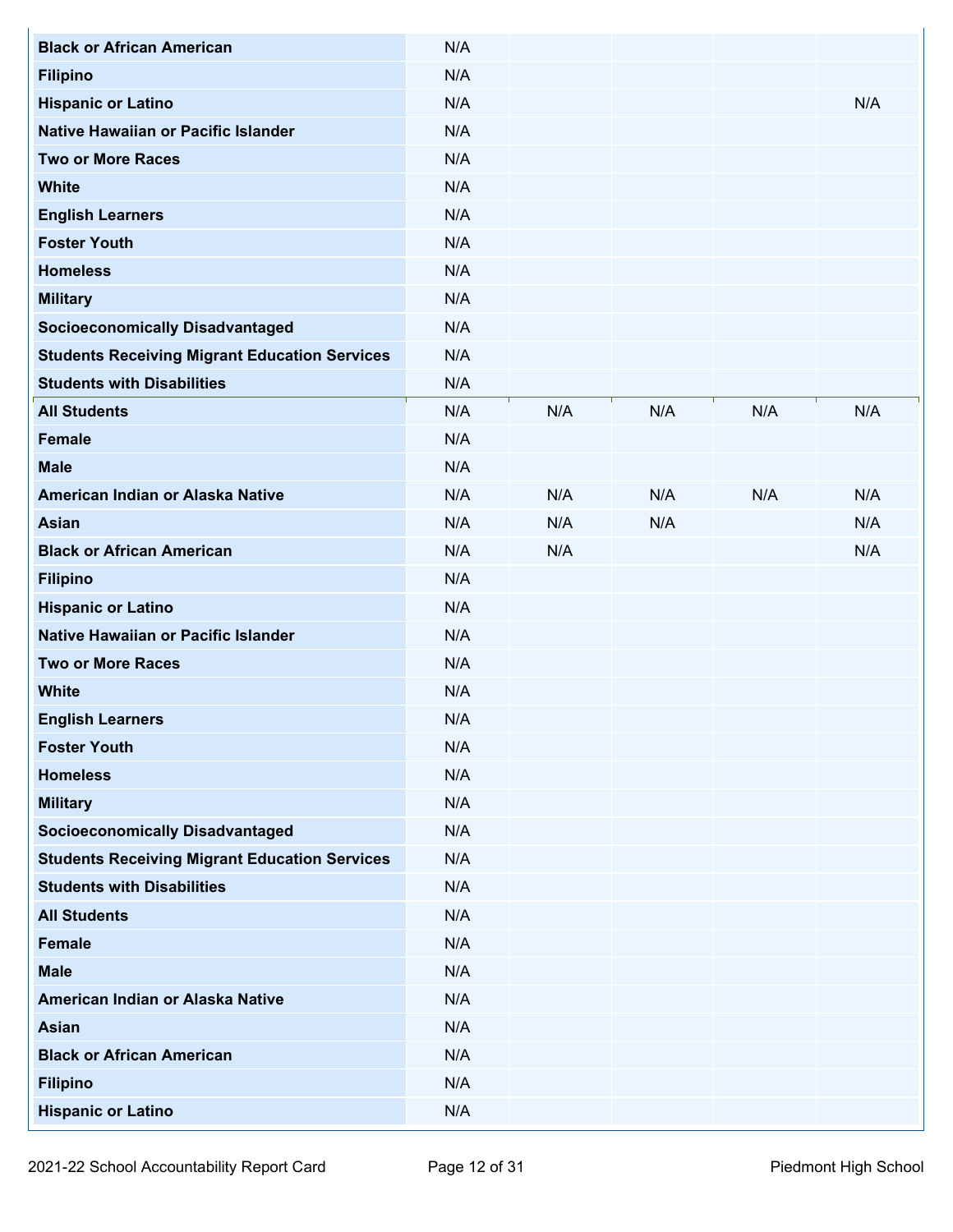| | | | | | |
|---|---|---|---|---|---|
| **Black or African American** | N/A | | | | |
| **Filipino** | N/A | | | | |
| **Hispanic or Latino** | N/A | | | | N/A |
| **Native Hawaiian or Pacific Islander** | N/A | | | | |
| **Two or More Races** | N/A | | | | |
| **White** | N/A | | | | |
| **English Learners** | N/A | | | | |
| **Foster Youth** | N/A | | | | |
| **Homeless** | N/A | | | | |
| **Military** | N/A | | | | |
| **Socioeconomically Disadvantaged** | N/A | | | | |
| **Students Receiving Migrant Education Services** | N/A | | | | |
| **Students with Disabilities** | N/A | | | | |
| **All Students** | N/A | N/A | N/A | N/A | N/A |
| **Female** | N/A | | | | |
| **Male** | N/A | | | | |
| **American Indian or Alaska Native** | N/A | N/A | N/A | N/A | N/A |
| **Asian** | N/A | N/A | N/A | | N/A |
| **Black or African American** | N/A | N/A | | | N/A |
| **Filipino** | N/A | | | | |
| **Hispanic or Latino** | N/A | | | | |
| **Native Hawaiian or Pacific Islander** | N/A | | | | |
| **Two or More Races** | N/A | | | | |
| **White** | N/A | | | | |
| **English Learners** | N/A | | | | |
| **Foster Youth** | N/A | | | | |
| **Homeless** | N/A | | | | |
| **Military** | N/A | | | | |
| **Socioeconomically Disadvantaged** | N/A | | | | |
| **Students Receiving Migrant Education Services** | N/A | | | | |
| **Students with Disabilities** | N/A | | | | |
| **All Students** | N/A | | | | |
| **Female** | N/A | | | | |
| **Male** | N/A | | | | |
| **American Indian or Alaska Native** | N/A | | | | |
| **Asian** | N/A | | | | |
| **Black or African American** | N/A | | | | |
| **Filipino** | N/A | | | | |
| **Hispanic or Latino** | N/A | | | | |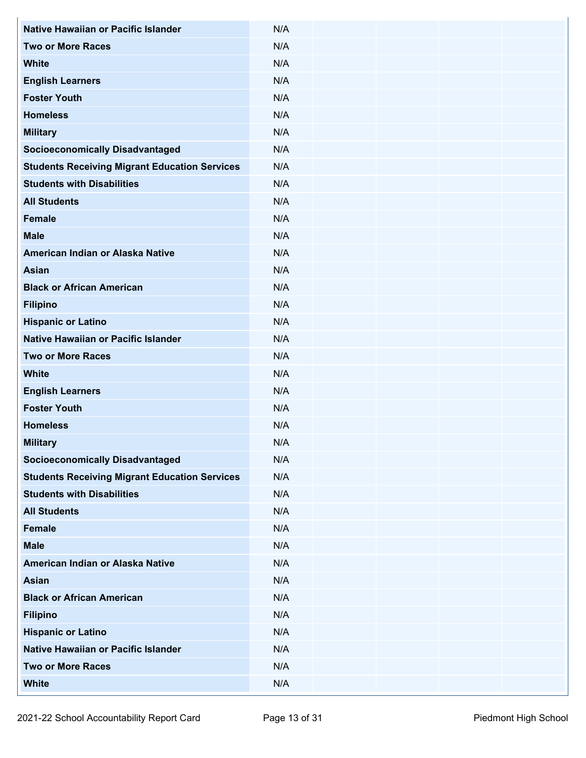| | | | | | |
|---|---|---|---|---|---|
| **Native Hawaiian or Pacific Islander** | N/A | | | | |
| **Two or More Races** | N/A | | | | |
| **White** | N/A | | | | |
| **English Learners** | N/A | | | | |
| **Foster Youth** | N/A | | | | |
| **Homeless** | N/A | | | | |
| **Military** | N/A | | | | |
| **Socioeconomically Disadvantaged** | N/A | | | | |
| **Students Receiving Migrant Education Services** | N/A | | | | |
| **Students with Disabilities** | N/A | | | | |
| **All Students** | N/A | | | | |
| **Female** | N/A | | | | |
| **Male** | N/A | | | | |
| **American Indian or Alaska Native** | N/A | | | | |
| **Asian** | N/A | | | | |
| **Black or African American** | N/A | | | | |
| **Filipino** | N/A | | | | |
| **Hispanic or Latino** | N/A | | | | |
| **Native Hawaiian or Pacific Islander** | N/A | | | | |
| **Two or More Races** | N/A | | | | |
| **White** | N/A | | | | |
| **English Learners** | N/A | | | | |
| **Foster Youth** | N/A | | | | |
| **Homeless** | N/A | | | | |
| **Military** | N/A | | | | |
| **Socioeconomically Disadvantaged** | N/A | | | | |
| **Students Receiving Migrant Education Services** | N/A | | | | |
| **Students with Disabilities** | N/A | | | | |
| **All Students** | N/A | | | | |
| **Female** | N/A | | | | |
| **Male** | N/A | | | | |
| **American Indian or Alaska Native** | N/A | | | | |
| **Asian** | N/A | | | | |
| **Black or African American** | N/A | | | | |
| **Filipino** | N/A | | | | |
| **Hispanic or Latino** | N/A | | | | |
| **Native Hawaiian or Pacific Islander** | N/A | | | | |
| **Two or More Races** | N/A | | | | |
| **White** | N/A | | | | |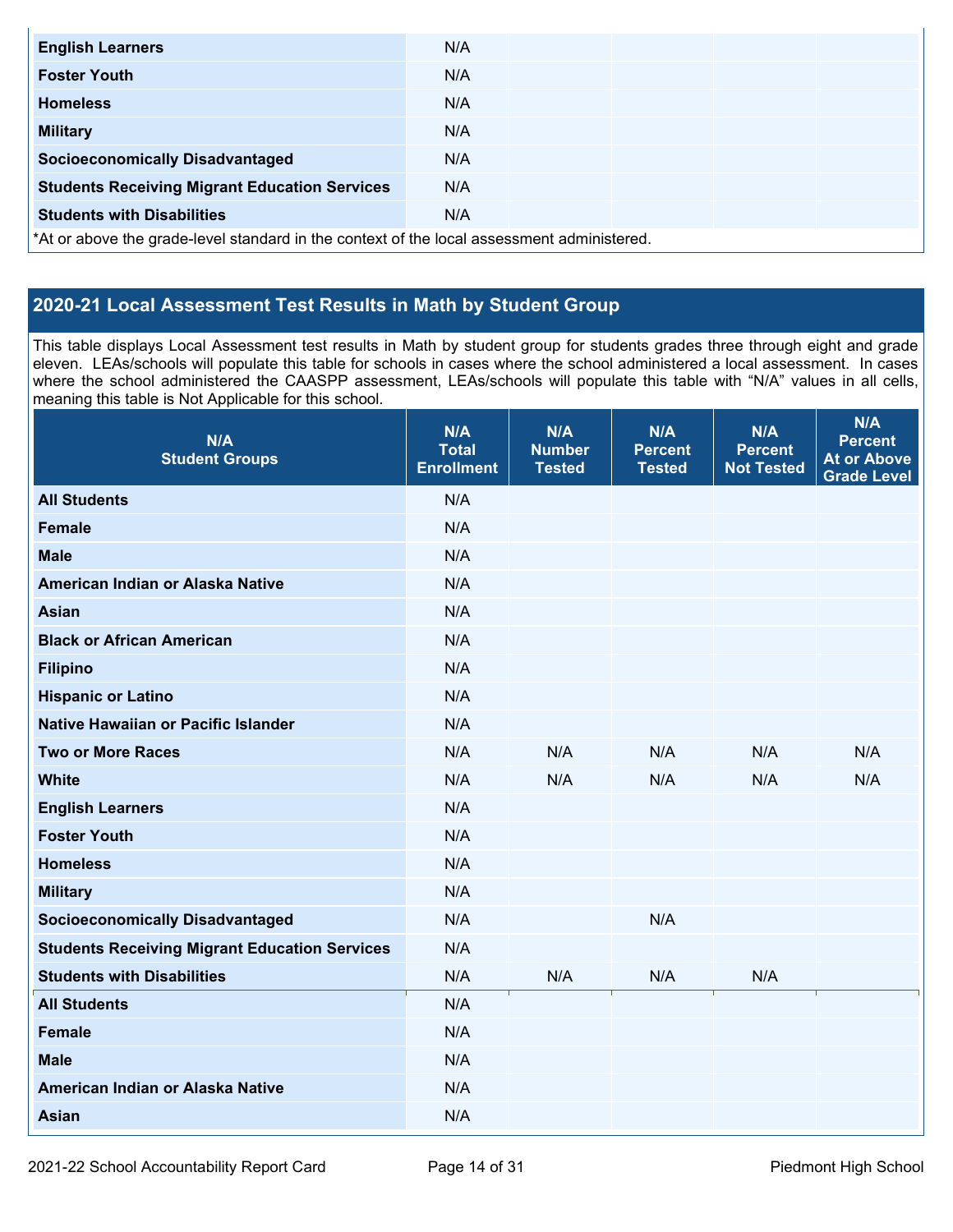| | | | | | |
|---|---|---|---|---|---|
| **English Learners** | N/A | | | | |
| **Foster Youth** | N/A | | | | |
| **Homeless** | N/A | | | | |
| **Military** | N/A | | | | |
| **Socioeconomically Disadvantaged** | N/A | | | | |
| **Students Receiving Migrant Education Services** | N/A | | | | |
| **Students with Disabilities** | N/A | | | | |

*At or above the grade-level standard in the context of the local assessment administered.

## 2020-21 Local Assessment Test Results in Math by Student Group

This table displays Local Assessment test results in Math by student group for students grades three through eight and grade eleven. LEAs/schools will populate this table for schools in cases where the school administered a local assessment. In cases where the school administered the CAASPP assessment, LEAs/schools will populate this table with "N/A" values in all cells, meaning this table is Not Applicable for this school.

| N/A Student Groups | N/A Total Enrollment | N/A Number Tested | N/A Percent Tested | N/A Percent Not Tested | N/A Percent At or Above Grade Level |
|---|---|---|---|---|---|
| **All Students** | N/A | | | | |
| **Female** | N/A | | | | |
| **Male** | N/A | | | | |
| **American Indian or Alaska Native** | N/A | | | | |
| **Asian** | N/A | | | | |
| **Black or African American** | N/A | | | | |
| **Filipino** | N/A | | | | |
| **Hispanic or Latino** | N/A | | | | |
| **Native Hawaiian or Pacific Islander** | N/A | | | | |
| **Two or More Races** | N/A | N/A | N/A | N/A | N/A |
| **White** | N/A | N/A | N/A | N/A | N/A |
| **English Learners** | N/A | | | | |
| **Foster Youth** | N/A | | | | |
| **Homeless** | N/A | | | | |
| **Military** | N/A | | | | |
| **Socioeconomically Disadvantaged** | N/A | | N/A | | |
| **Students Receiving Migrant Education Services** | N/A | | | | |
| **Students with Disabilities** | N/A | N/A | N/A | N/A | |
| **All Students** | N/A | | | | |
| **Female** | N/A | | | | |
| **Male** | N/A | | | | |
| **American Indian or Alaska Native** | N/A | | | | |
| **Asian** | N/A | | | | |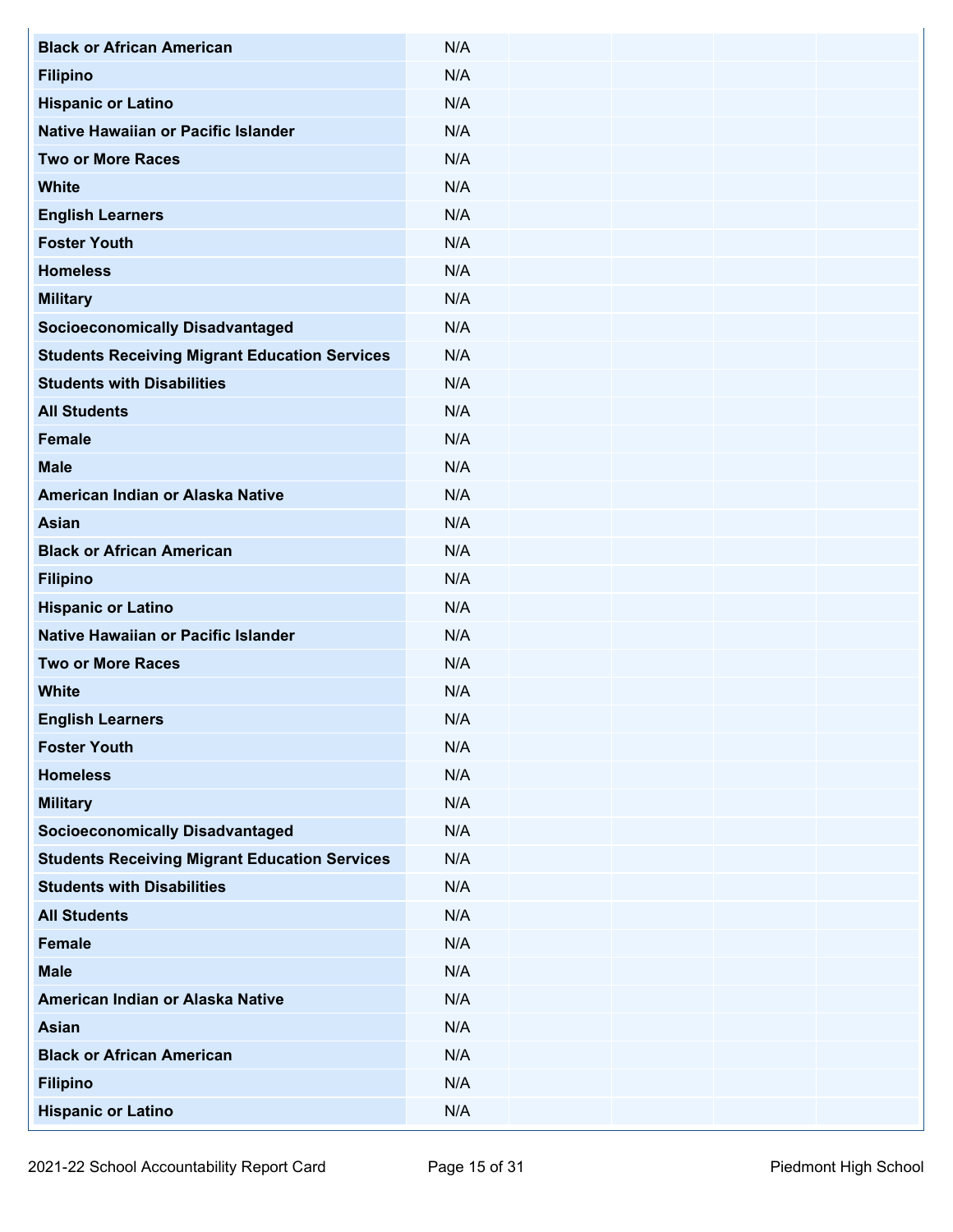| | | | | | |
|---|---|---|---|---|---|
| Black or African American | N/A | | | | |
| Filipino | N/A | | | | |
| Hispanic or Latino | N/A | | | | |
| Native Hawaiian or Pacific Islander | N/A | | | | |
| Two or More Races | N/A | | | | |
| White | N/A | | | | |
| English Learners | N/A | | | | |
| Foster Youth | N/A | | | | |
| Homeless | N/A | | | | |
| Military | N/A | | | | |
| Socioeconomically Disadvantaged | N/A | | | | |
| Students Receiving Migrant Education Services | N/A | | | | |
| Students with Disabilities | N/A | | | | |
| All Students | N/A | | | | |
| Female | N/A | | | | |
| Male | N/A | | | | |
| American Indian or Alaska Native | N/A | | | | |
| Asian | N/A | | | | |
| Black or African American | N/A | | | | |
| Filipino | N/A | | | | |
| Hispanic or Latino | N/A | | | | |
| Native Hawaiian or Pacific Islander | N/A | | | | |
| Two or More Races | N/A | | | | |
| White | N/A | | | | |
| English Learners | N/A | | | | |
| Foster Youth | N/A | | | | |
| Homeless | N/A | | | | |
| Military | N/A | | | | |
| Socioeconomically Disadvantaged | N/A | | | | |
| Students Receiving Migrant Education Services | N/A | | | | |
| Students with Disabilities | N/A | | | | |
| All Students | N/A | | | | |
| Female | N/A | | | | |
| Male | N/A | | | | |
| American Indian or Alaska Native | N/A | | | | |
| Asian | N/A | | | | |
| Black or African American | N/A | | | | |
| Filipino | N/A | | | | |
| Hispanic or Latino | N/A | | | | |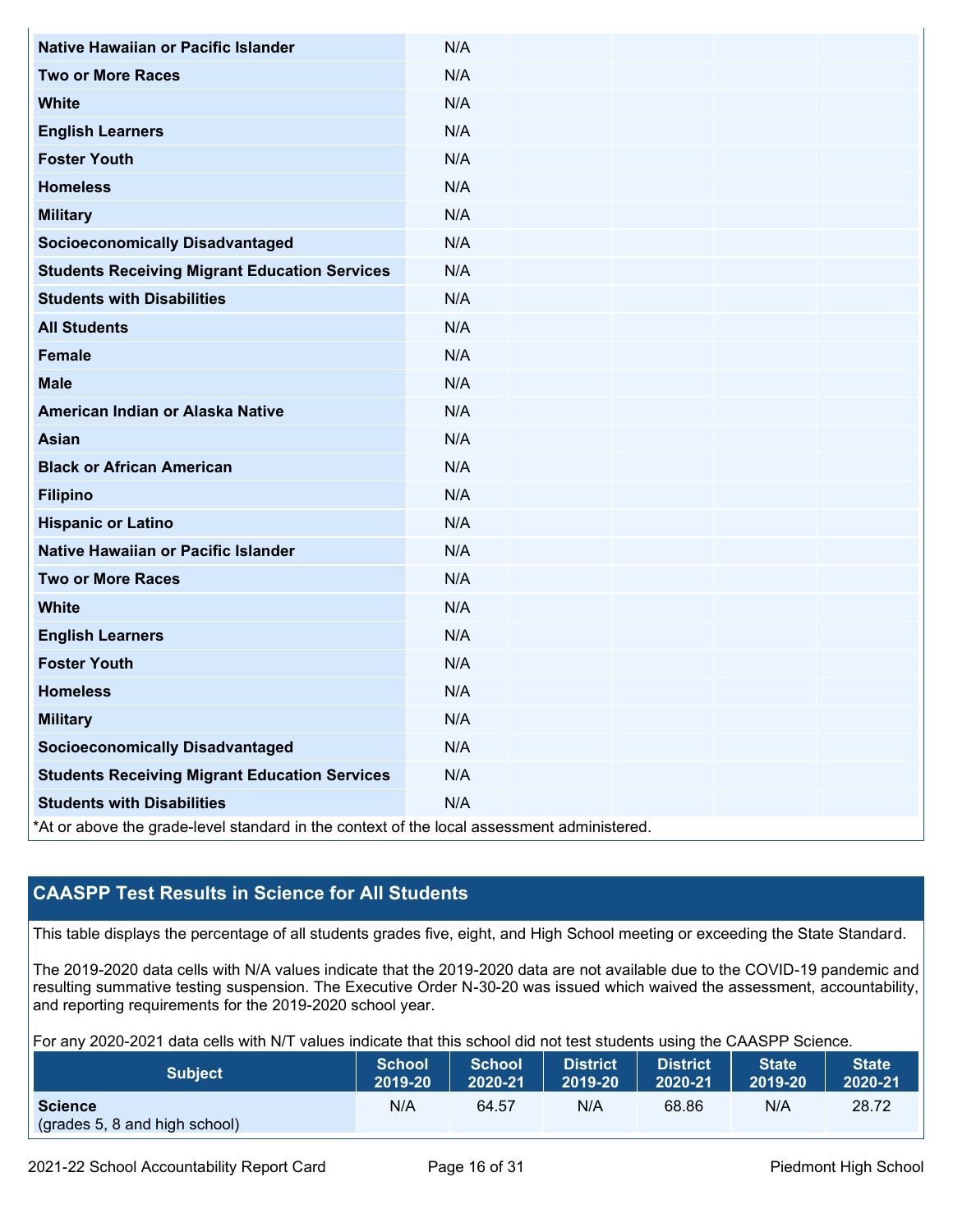| | | | | | |
|---|---|---|---|---|---|
| **Native Hawaiian or Pacific Islander** | N/A | | | | |
| **Two or More Races** | N/A | | | | |
| **White** | N/A | | | | |
| **English Learners** | N/A | | | | |
| **Foster Youth** | N/A | | | | |
| **Homeless** | N/A | | | | |
| **Military** | N/A | | | | |
| **Socioeconomically Disadvantaged** | N/A | | | | |
| **Students Receiving Migrant Education Services** | N/A | | | | |
| **Students with Disabilities** | N/A | | | | |
| **All Students** | N/A | | | | |
| **Female** | N/A | | | | |
| **Male** | N/A | | | | |
| **American Indian or Alaska Native** | N/A | | | | |
| **Asian** | N/A | | | | |
| **Black or African American** | N/A | | | | |
| **Filipino** | N/A | | | | |
| **Hispanic or Latino** | N/A | | | | |
| **Native Hawaiian or Pacific Islander** | N/A | | | | |
| **Two or More Races** | N/A | | | | |
| **White** | N/A | | | | |
| **English Learners** | N/A | | | | |
| **Foster Youth** | N/A | | | | |
| **Homeless** | N/A | | | | |
| **Military** | N/A | | | | |
| **Socioeconomically Disadvantaged** | N/A | | | | |
| **Students Receiving Migrant Education Services** | N/A | | | | |
| **Students with Disabilities** | N/A | | | | |

*At or above the grade-level standard in the context of the local assessment administered.

## CAASPP Test Results in Science for All Students

This table displays the percentage of all students grades five, eight, and High School meeting or exceeding the State Standard.

The 2019-2020 data cells with N/A values indicate that the 2019-2020 data are not available due to the COVID-19 pandemic and resulting summative testing suspension. The Executive Order N-30-20 was issued which waived the assessment, accountability, and reporting requirements for the 2019-2020 school year.

For any 2020-2021 data cells with N/T values indicate that this school did not test students using the CAASPP Science.

| Subject | School 2019-20 | School 2020-21 | District 2019-20 | District 2020-21 | State 2019-20 | State 2020-21 |
|---|---|---|---|---|---|---|
| **Science** (grades 5, 8 and high school) | N/A | 64.57 | N/A | 68.86 | N/A | 28.72 |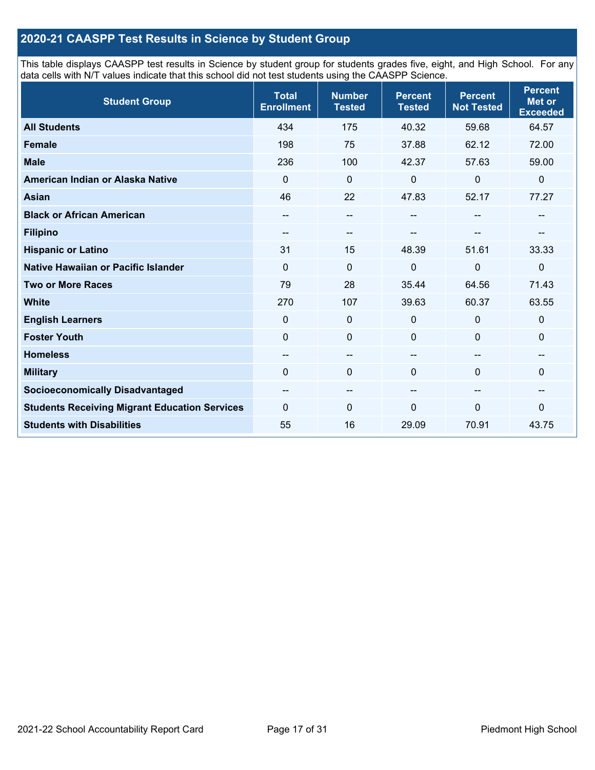## 2020-21 CAASPP Test Results in Science by Student Group

This table displays CAASPP test results in Science by student group for students grades five, eight, and High School. For any data cells with N/T values indicate that this school did not test students using the CAASPP Science.

| Student Group | Total Enrollment | Number Tested | Percent Tested | Percent Not Tested | Percent Met or Exceeded |
|---|---|---|---|---|---|
| **All Students** | 434 | 175 | 40.32 | 59.68 | 64.57 |
| **Female** | 198 | 75 | 37.88 | 62.12 | 72.00 |
| **Male** | 236 | 100 | 42.37 | 57.63 | 59.00 |
| **American Indian or Alaska Native** | 0 | 0 | 0 | 0 | 0 |
| **Asian** | 46 | 22 | 47.83 | 52.17 | 77.27 |
| **Black or African American** | -- | -- | -- | -- | -- |
| **Filipino** | -- | -- | -- | -- | -- |
| **Hispanic or Latino** | 31 | 15 | 48.39 | 51.61 | 33.33 |
| **Native Hawaiian or Pacific Islander** | 0 | 0 | 0 | 0 | 0 |
| **Two or More Races** | 79 | 28 | 35.44 | 64.56 | 71.43 |
| **White** | 270 | 107 | 39.63 | 60.37 | 63.55 |
| **English Learners** | 0 | 0 | 0 | 0 | 0 |
| **Foster Youth** | 0 | 0 | 0 | 0 | 0 |
| **Homeless** | -- | -- | -- | -- | -- |
| **Military** | 0 | 0 | 0 | 0 | 0 |
| **Socioeconomically Disadvantaged** | -- | -- | -- | -- | -- |
| **Students Receiving Migrant Education Services** | 0 | 0 | 0 | 0 | 0 |
| **Students with Disabilities** | 55 | 16 | 29.09 | 70.91 | 43.75 |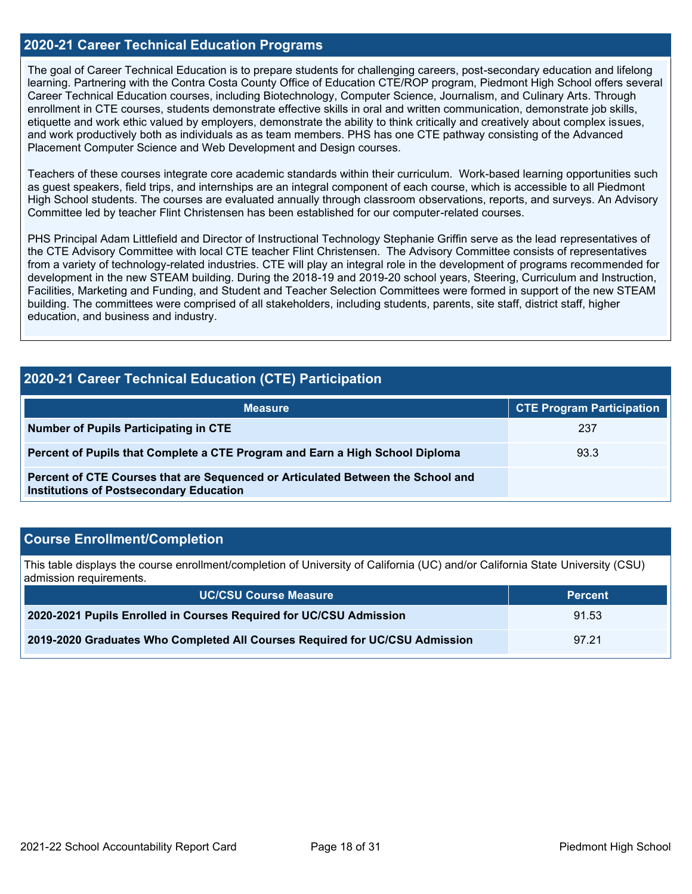## 2020-21 Career Technical Education Programs

The goal of Career Technical Education is to prepare students for challenging careers, post-secondary education and lifelong learning. Partnering with the Contra Costa County Office of Education CTE/ROP program, Piedmont High School offers several Career Technical Education courses, including Biotechnology, Computer Science, Journalism, and Culinary Arts. Through enrollment in CTE courses, students demonstrate effective skills in oral and written communication, demonstrate job skills, etiquette and work ethic valued by employers, demonstrate the ability to think critically and creatively about complex issues, and work productively both as individuals as as team members. PHS has one CTE pathway consisting of the Advanced Placement Computer Science and Web Development and Design courses.

Teachers of these courses integrate core academic standards within their curriculum. Work-based learning opportunities such as guest speakers, field trips, and internships are an integral component of each course, which is accessible to all Piedmont High School students. The courses are evaluated annually through classroom observations, reports, and surveys. An Advisory Committee led by teacher Flint Christensen has been established for our computer-related courses.

PHS Principal Adam Littlefield and Director of Instructional Technology Stephanie Griffin serve as the lead representatives of the CTE Advisory Committee with local CTE teacher Flint Christensen. The Advisory Committee consists of representatives from a variety of technology-related industries. CTE will play an integral role in the development of programs recommended for development in the new STEAM building. During the 2018-19 and 2019-20 school years, Steering, Curriculum and Instruction, Facilities, Marketing and Funding, and Student and Teacher Selection Committees were formed in support of the new STEAM building. The committees were comprised of all stakeholders, including students, parents, site staff, district staff, higher education, and business and industry.

## 2020-21 Career Technical Education (CTE) Participation

| Measure | CTE Program Participation |
|---|---|
| **Number of Pupils Participating in CTE** | 237 |
| **Percent of Pupils that Complete a CTE Program and Earn a High School Diploma** | 93.3 |
| **Percent of CTE Courses that are Sequenced or Articulated Between the School and Institutions of Postsecondary Education** | |

## Course Enrollment/Completion

This table displays the course enrollment/completion of University of California (UC) and/or California State University (CSU) admission requirements.

| UC/CSU Course Measure | Percent |
|---|---|
| **2020-2021 Pupils Enrolled in Courses Required for UC/CSU Admission** | 91.53 |
| **2019-2020 Graduates Who Completed All Courses Required for UC/CSU Admission** | 97.21 |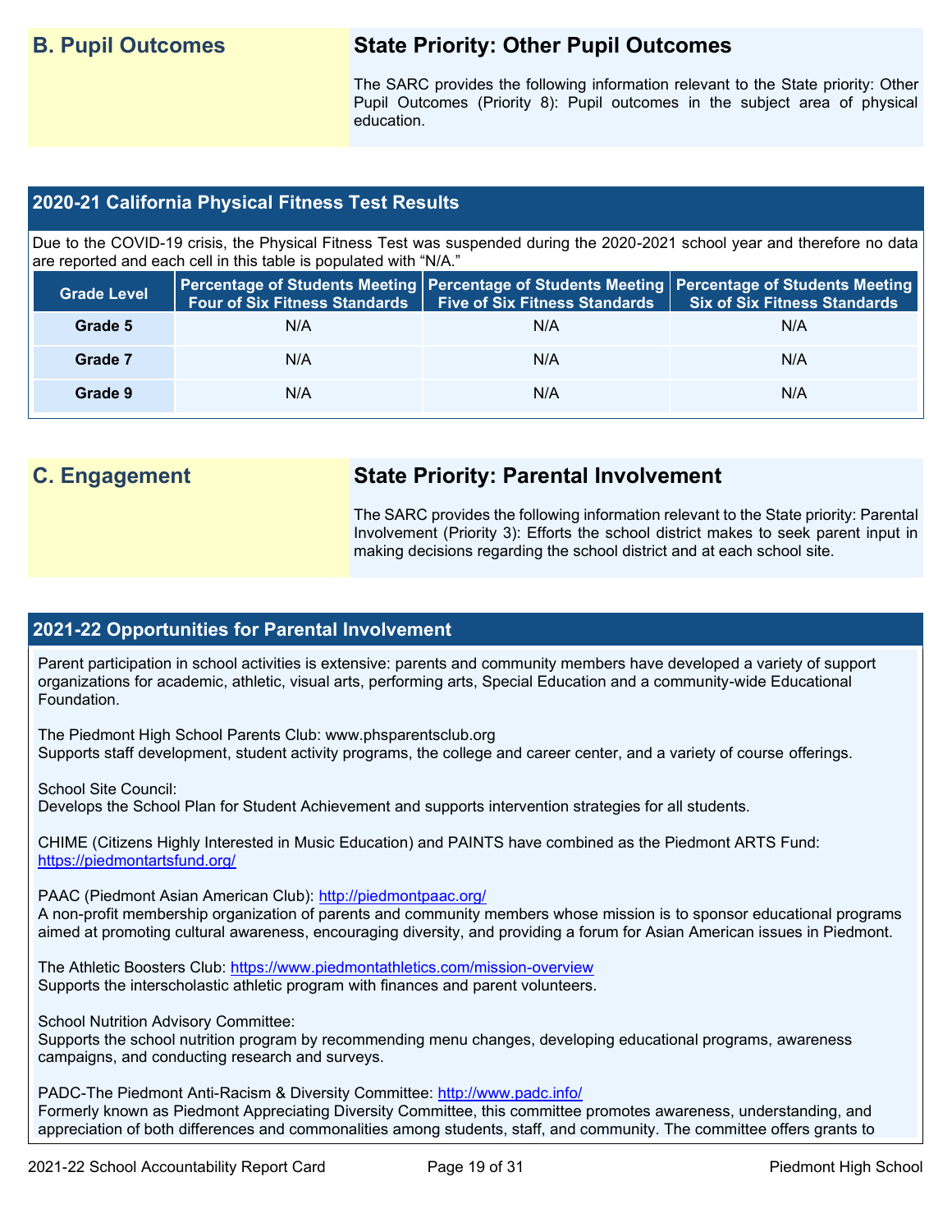## B. Pupil Outcomes

### State Priority: Other Pupil Outcomes

The SARC provides the following information relevant to the State priority: Other Pupil Outcomes (Priority 8): Pupil outcomes in the subject area of physical education.

### 2020-21 California Physical Fitness Test Results

Due to the COVID-19 crisis, the Physical Fitness Test was suspended during the 2020-2021 school year and therefore no data are reported and each cell in this table is populated with "N/A."

| Grade Level | Percentage of Students Meeting Four of Six Fitness Standards | Percentage of Students Meeting Five of Six Fitness Standards | Percentage of Students Meeting Six of Six Fitness Standards |
|---|---|---|---|
| Grade 5 | N/A | N/A | N/A |
| Grade 7 | N/A | N/A | N/A |
| Grade 9 | N/A | N/A | N/A |

## C. Engagement

### State Priority: Parental Involvement

The SARC provides the following information relevant to the State priority: Parental Involvement (Priority 3): Efforts the school district makes to seek parent input in making decisions regarding the school district and at each school site.

### 2021-22 Opportunities for Parental Involvement

Parent participation in school activities is extensive: parents and community members have developed a variety of support organizations for academic, athletic, visual arts, performing arts, Special Education and a community-wide Educational Foundation.

The Piedmont High School Parents Club: www.phsparentsclub.org
Supports staff development, student activity programs, the college and career center, and a variety of course offerings.

School Site Council:
Develops the School Plan for Student Achievement and supports intervention strategies for all students.

CHIME (Citizens Highly Interested in Music Education) and PAINTS have combined as the Piedmont ARTS Fund: https://piedmontartsfund.org/

PAAC (Piedmont Asian American Club): http://piedmontpaac.org/
A non-profit membership organization of parents and community members whose mission is to sponsor educational programs aimed at promoting cultural awareness, encouraging diversity, and providing a forum for Asian American issues in Piedmont.

The Athletic Boosters Club: https://www.piedmontathletics.com/mission-overview
Supports the interscholastic athletic program with finances and parent volunteers.

School Nutrition Advisory Committee:
Supports the school nutrition program by recommending menu changes, developing educational programs, awareness campaigns, and conducting research and surveys.

PADC-The Piedmont Anti-Racism & Diversity Committee: http://www.padc.info/
Formerly known as Piedmont Appreciating Diversity Committee, this committee promotes awareness, understanding, and appreciation of both differences and commonalities among students, staff, and community. The committee offers grants to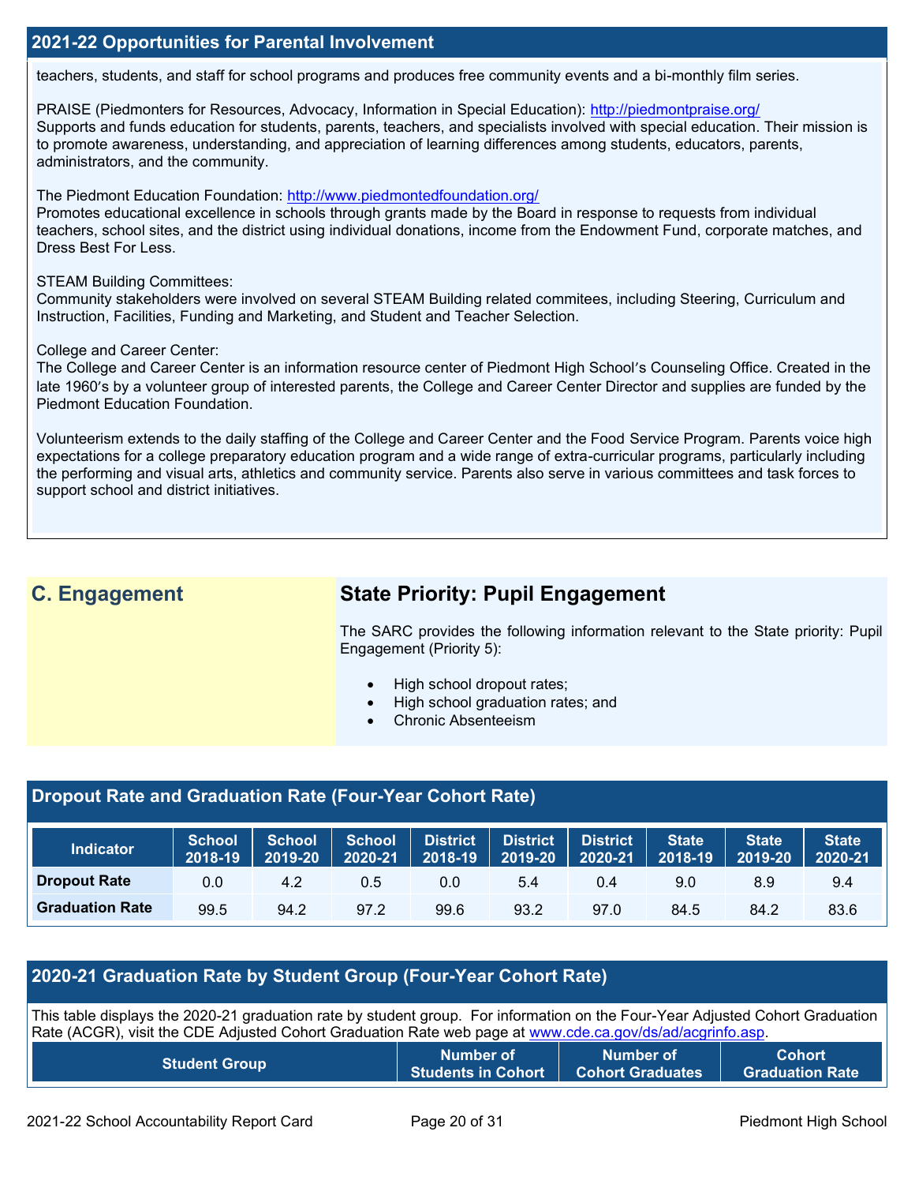## 2021-22 Opportunities for Parental Involvement

teachers, students, and staff for school programs and produces free community events and a bi-monthly film series.

PRAISE (Piedmonters for Resources, Advocacy, Information in Special Education): http://piedmontpraise.org/
Supports and funds education for students, parents, teachers, and specialists involved with special education. Their mission is to promote awareness, understanding, and appreciation of learning differences among students, educators, parents, administrators, and the community.

The Piedmont Education Foundation: http://www.piedmontedfoundation.org/
Promotes educational excellence in schools through grants made by the Board in response to requests from individual teachers, school sites, and the district using individual donations, income from the Endowment Fund, corporate matches, and Dress Best For Less.

STEAM Building Committees:
Community stakeholders were involved on several STEAM Building related commitees, including Steering, Curriculum and Instruction, Facilities, Funding and Marketing, and Student and Teacher Selection.

College and Career Center:
The College and Career Center is an information resource center of Piedmont High School's Counseling Office. Created in the late 1960's by a volunteer group of interested parents, the College and Career Center Director and supplies are funded by the Piedmont Education Foundation.

Volunteerism extends to the daily staffing of the College and Career Center and the Food Service Program. Parents voice high expectations for a college preparatory education program and a wide range of extra-curricular programs, particularly including the performing and visual arts, athletics and community service. Parents also serve in various committees and task forces to support school and district initiatives.

## C. Engagement

### State Priority: Pupil Engagement

The SARC provides the following information relevant to the State priority: Pupil Engagement (Priority 5):

- High school dropout rates;
- High school graduation rates; and
- Chronic Absenteeism

## Dropout Rate and Graduation Rate (Four-Year Cohort Rate)

| Indicator | School 2018-19 | School 2019-20 | School 2020-21 | District 2018-19 | District 2019-20 | District 2020-21 | State 2018-19 | State 2019-20 | State 2020-21 |
|---|---|---|---|---|---|---|---|---|---|
| Dropout Rate | 0.0 | 4.2 | 0.5 | 0.0 | 5.4 | 0.4 | 9.0 | 8.9 | 9.4 |
| Graduation Rate | 99.5 | 94.2 | 97.2 | 99.6 | 93.2 | 97.0 | 84.5 | 84.2 | 83.6 |

## 2020-21 Graduation Rate by Student Group (Four-Year Cohort Rate)

This table displays the 2020-21 graduation rate by student group. For information on the Four-Year Adjusted Cohort Graduation Rate (ACGR), visit the CDE Adjusted Cohort Graduation Rate web page at www.cde.ca.gov/ds/ad/acgrinfo.asp.

| Student Group | Number of Students in Cohort | Number of Cohort Graduates | Cohort Graduation Rate |
|---|---|---|---|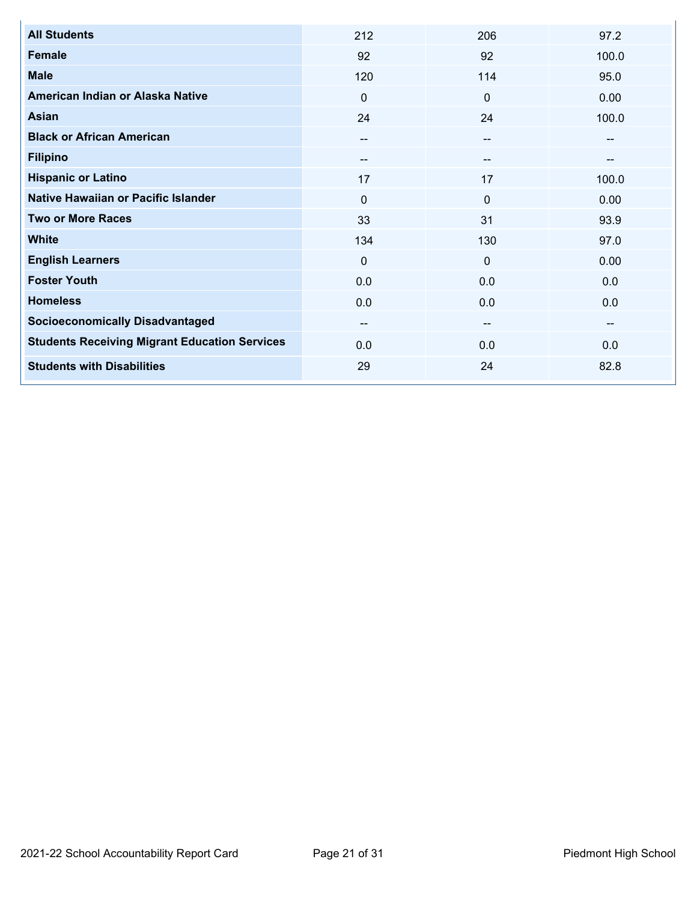| All Students | 212 | 206 | 97.2 |
| --- | --- | --- | --- |
| Female | 92 | 92 | 100.0 |
| Male | 120 | 114 | 95.0 |
| American Indian or Alaska Native | 0 | 0 | 0.00 |
| Asian | 24 | 24 | 100.0 |
| Black or African American | -- | -- | -- |
| Filipino | -- | -- | -- |
| Hispanic or Latino | 17 | 17 | 100.0 |
| Native Hawaiian or Pacific Islander | 0 | 0 | 0.00 |
| Two or More Races | 33 | 31 | 93.9 |
| White | 134 | 130 | 97.0 |
| English Learners | 0 | 0 | 0.00 |
| Foster Youth | 0.0 | 0.0 | 0.0 |
| Homeless | 0.0 | 0.0 | 0.0 |
| Socioeconomically Disadvantaged | -- | -- | -- |
| Students Receiving Migrant Education Services | 0.0 | 0.0 | 0.0 |
| Students with Disabilities | 29 | 24 | 82.8 |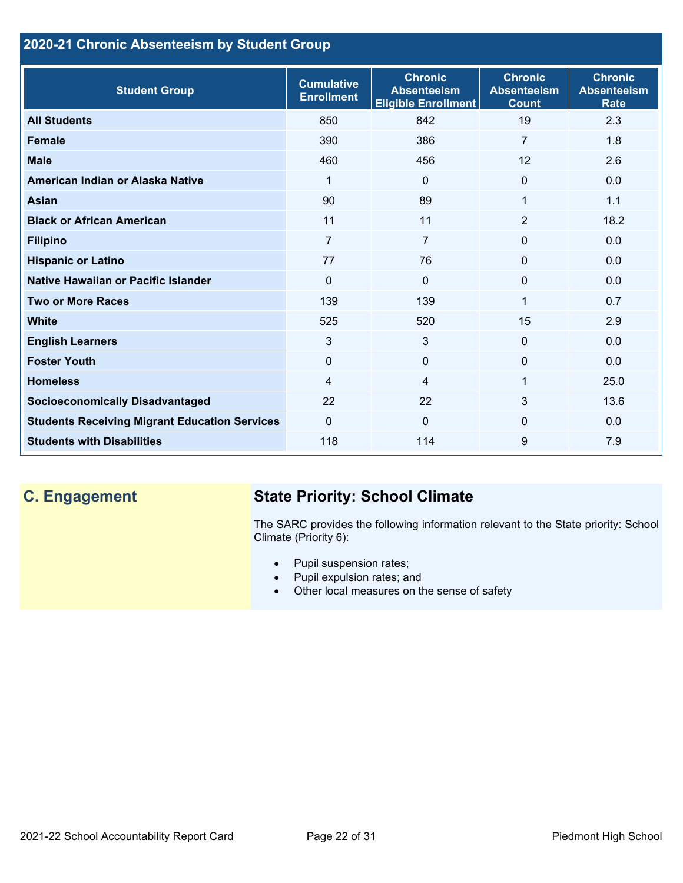## 2020-21 Chronic Absenteeism by Student Group

| Student Group | Cumulative Enrollment | Chronic Absenteeism Eligible Enrollment | Chronic Absenteeism Count | Chronic Absenteeism Rate |
|---|---|---|---|---|
| **All Students** | 850 | 842 | 19 | 2.3 |
| **Female** | 390 | 386 | 7 | 1.8 |
| **Male** | 460 | 456 | 12 | 2.6 |
| **American Indian or Alaska Native** | 1 | 0 | 0 | 0.0 |
| **Asian** | 90 | 89 | 1 | 1.1 |
| **Black or African American** | 11 | 11 | 2 | 18.2 |
| **Filipino** | 7 | 7 | 0 | 0.0 |
| **Hispanic or Latino** | 77 | 76 | 0 | 0.0 |
| **Native Hawaiian or Pacific Islander** | 0 | 0 | 0 | 0.0 |
| **Two or More Races** | 139 | 139 | 1 | 0.7 |
| **White** | 525 | 520 | 15 | 2.9 |
| **English Learners** | 3 | 3 | 0 | 0.0 |
| **Foster Youth** | 0 | 0 | 0 | 0.0 |
| **Homeless** | 4 | 4 | 1 | 25.0 |
| **Socioeconomically Disadvantaged** | 22 | 22 | 3 | 13.6 |
| **Students Receiving Migrant Education Services** | 0 | 0 | 0 | 0.0 |
| **Students with Disabilities** | 118 | 114 | 9 | 7.9 |

## C. Engagement

### State Priority: School Climate

The SARC provides the following information relevant to the State priority: School Climate (Priority 6):

- Pupil suspension rates;
- Pupil expulsion rates; and
- Other local measures on the sense of safety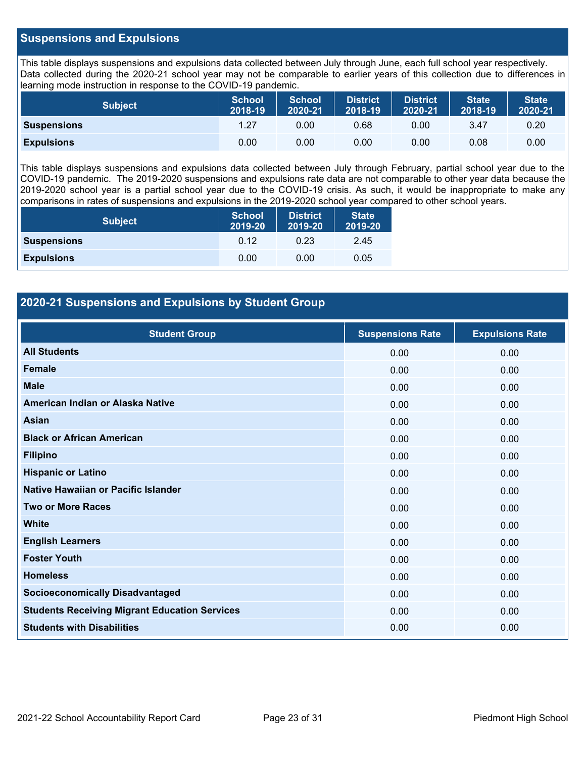## Suspensions and Expulsions

This table displays suspensions and expulsions data collected between July through June, each full school year respectively. Data collected during the 2020-21 school year may not be comparable to earlier years of this collection due to differences in learning mode instruction in response to the COVID-19 pandemic.

| Subject | School 2018-19 | School 2020-21 | District 2018-19 | District 2020-21 | State 2018-19 | State 2020-21 |
|---|---|---|---|---|---|---|
| **Suspensions** | 1.27 | 0.00 | 0.68 | 0.00 | 3.47 | 0.20 |
| **Expulsions** | 0.00 | 0.00 | 0.00 | 0.00 | 0.08 | 0.00 |

This table displays suspensions and expulsions data collected between July through February, partial school year due to the COVID-19 pandemic. The 2019-2020 suspensions and expulsions rate data are not comparable to other year data because the 2019-2020 school year is a partial school year due to the COVID-19 crisis. As such, it would be inappropriate to make any comparisons in rates of suspensions and expulsions in the 2019-2020 school year compared to other school years.

| Subject | School 2019-20 | District 2019-20 | State 2019-20 |
|---|---|---|---|
| **Suspensions** | 0.12 | 0.23 | 2.45 |
| **Expulsions** | 0.00 | 0.00 | 0.05 |

## 2020-21 Suspensions and Expulsions by Student Group

| Student Group | Suspensions Rate | Expulsions Rate |
|---|---|---|
| **All Students** | 0.00 | 0.00 |
| **Female** | 0.00 | 0.00 |
| **Male** | 0.00 | 0.00 |
| **American Indian or Alaska Native** | 0.00 | 0.00 |
| **Asian** | 0.00 | 0.00 |
| **Black or African American** | 0.00 | 0.00 |
| **Filipino** | 0.00 | 0.00 |
| **Hispanic or Latino** | 0.00 | 0.00 |
| **Native Hawaiian or Pacific Islander** | 0.00 | 0.00 |
| **Two or More Races** | 0.00 | 0.00 |
| **White** | 0.00 | 0.00 |
| **English Learners** | 0.00 | 0.00 |
| **Foster Youth** | 0.00 | 0.00 |
| **Homeless** | 0.00 | 0.00 |
| **Socioeconomically Disadvantaged** | 0.00 | 0.00 |
| **Students Receiving Migrant Education Services** | 0.00 | 0.00 |
| **Students with Disabilities** | 0.00 | 0.00 |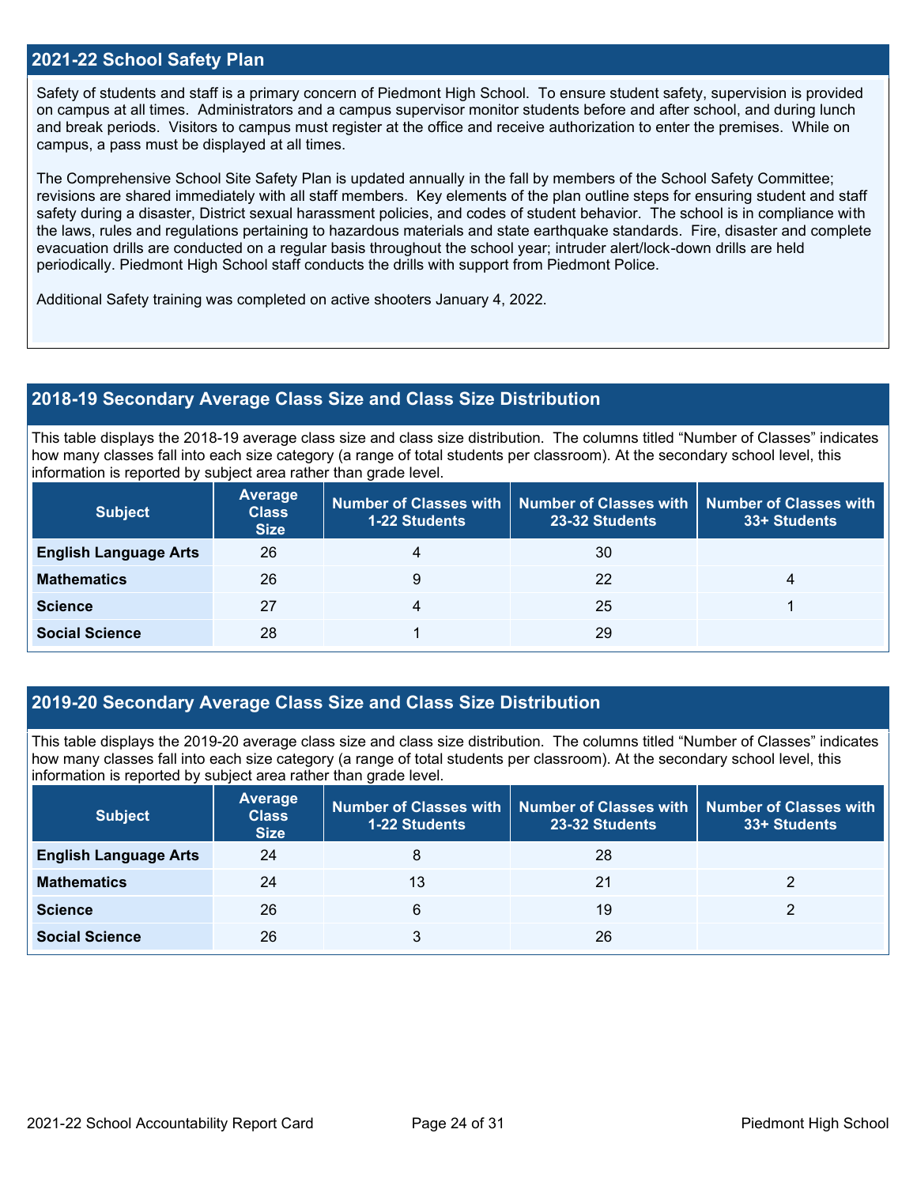## 2021-22 School Safety Plan

Safety of students and staff is a primary concern of Piedmont High School. To ensure student safety, supervision is provided on campus at all times. Administrators and a campus supervisor monitor students before and after school, and during lunch and break periods. Visitors to campus must register at the office and receive authorization to enter the premises. While on campus, a pass must be displayed at all times.

The Comprehensive School Site Safety Plan is updated annually in the fall by members of the School Safety Committee; revisions are shared immediately with all staff members. Key elements of the plan outline steps for ensuring student and staff safety during a disaster, District sexual harassment policies, and codes of student behavior. The school is in compliance with the laws, rules and regulations pertaining to hazardous materials and state earthquake standards. Fire, disaster and complete evacuation drills are conducted on a regular basis throughout the school year; intruder alert/lock-down drills are held periodically. Piedmont High School staff conducts the drills with support from Piedmont Police.

Additional Safety training was completed on active shooters January 4, 2022.

## 2018-19 Secondary Average Class Size and Class Size Distribution

This table displays the 2018-19 average class size and class size distribution. The columns titled "Number of Classes" indicates how many classes fall into each size category (a range of total students per classroom). At the secondary school level, this information is reported by subject area rather than grade level.

| Subject | Average Class Size | Number of Classes with 1-22 Students | Number of Classes with 23-32 Students | Number of Classes with 33+ Students |
|---|---|---|---|---|
| English Language Arts | 26 | 4 | 30 | |
| Mathematics | 26 | 9 | 22 | 4 |
| Science | 27 | 4 | 25 | 1 |
| Social Science | 28 | 1 | 29 | |

## 2019-20 Secondary Average Class Size and Class Size Distribution

This table displays the 2019-20 average class size and class size distribution. The columns titled "Number of Classes" indicates how many classes fall into each size category (a range of total students per classroom). At the secondary school level, this information is reported by subject area rather than grade level.

| Subject | Average Class Size | Number of Classes with 1-22 Students | Number of Classes with 23-32 Students | Number of Classes with 33+ Students |
|---|---|---|---|---|
| English Language Arts | 24 | 8 | 28 | |
| Mathematics | 24 | 13 | 21 | 2 |
| Science | 26 | 6 | 19 | 2 |
| Social Science | 26 | 3 | 26 | |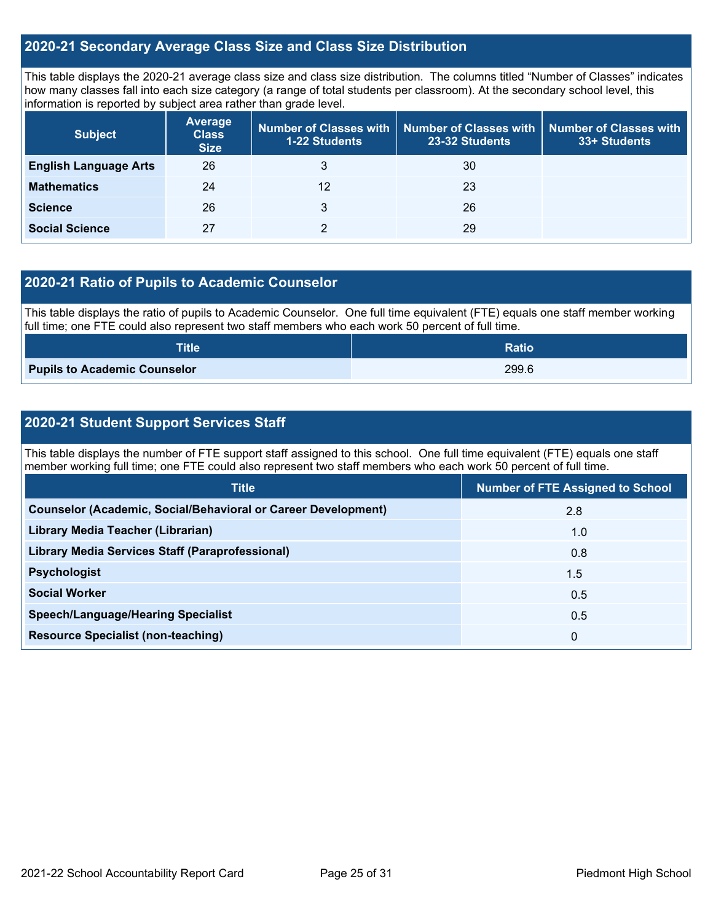## 2020-21 Secondary Average Class Size and Class Size Distribution

This table displays the 2020-21 average class size and class size distribution. The columns titled "Number of Classes" indicates how many classes fall into each size category (a range of total students per classroom). At the secondary school level, this information is reported by subject area rather than grade level.

| Subject | Average Class Size | Number of Classes with 1-22 Students | Number of Classes with 23-32 Students | Number of Classes with 33+ Students |
|---|---|---|---|---|
| **English Language Arts** | 26 | 3 | 30 | |
| **Mathematics** | 24 | 12 | 23 | |
| **Science** | 26 | 3 | 26 | |
| **Social Science** | 27 | 2 | 29 | |

## 2020-21 Ratio of Pupils to Academic Counselor

This table displays the ratio of pupils to Academic Counselor. One full time equivalent (FTE) equals one staff member working full time; one FTE could also represent two staff members who each work 50 percent of full time.

| Title | Ratio |
|---|---|
| **Pupils to Academic Counselor** | 299.6 |

## 2020-21 Student Support Services Staff

This table displays the number of FTE support staff assigned to this school. One full time equivalent (FTE) equals one staff member working full time; one FTE could also represent two staff members who each work 50 percent of full time.

| Title | Number of FTE Assigned to School |
|---|---|
| **Counselor (Academic, Social/Behavioral or Career Development)** | 2.8 |
| **Library Media Teacher (Librarian)** | 1.0 |
| **Library Media Services Staff (Paraprofessional)** | 0.8 |
| **Psychologist** | 1.5 |
| **Social Worker** | 0.5 |
| **Speech/Language/Hearing Specialist** | 0.5 |
| **Resource Specialist (non-teaching)** | 0 |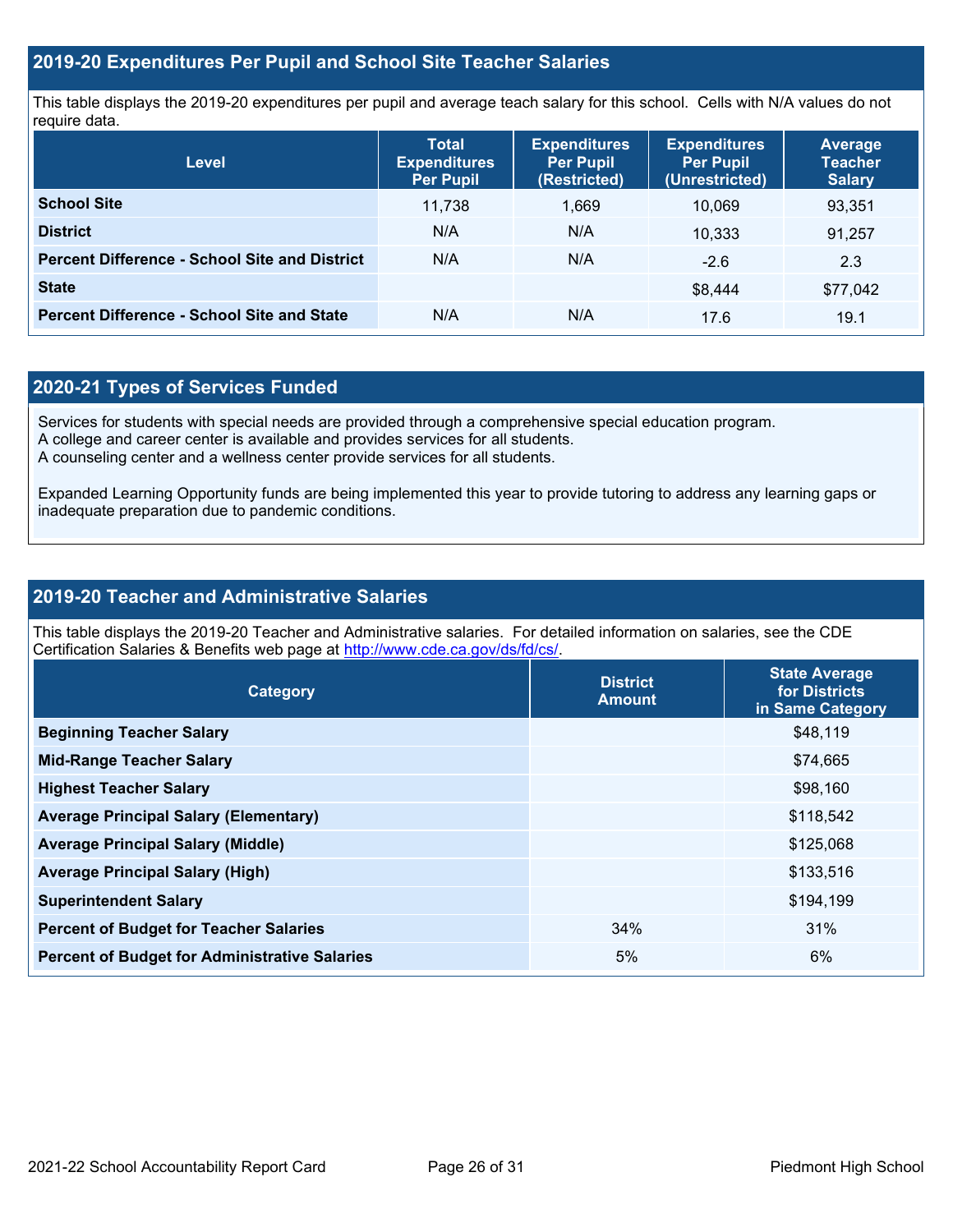## 2019-20 Expenditures Per Pupil and School Site Teacher Salaries

This table displays the 2019-20 expenditures per pupil and average teach salary for this school. Cells with N/A values do not require data.

| Level | Total Expenditures Per Pupil | Expenditures Per Pupil (Restricted) | Expenditures Per Pupil (Unrestricted) | Average Teacher Salary |
|---|---|---|---|---|
| **School Site** | 11,738 | 1,669 | 10,069 | 93,351 |
| **District** | N/A | N/A | 10,333 | 91,257 |
| **Percent Difference - School Site and District** | N/A | N/A | -2.6 | 2.3 |
| **State** | | | $8,444 | $77,042 |
| **Percent Difference - School Site and State** | N/A | N/A | 17.6 | 19.1 |

## 2020-21 Types of Services Funded

Services for students with special needs are provided through a comprehensive special education program.
A college and career center is available and provides services for all students.
A counseling center and a wellness center provide services for all students.

Expanded Learning Opportunity funds are being implemented this year to provide tutoring to address any learning gaps or inadequate preparation due to pandemic conditions.

## 2019-20 Teacher and Administrative Salaries

This table displays the 2019-20 Teacher and Administrative salaries. For detailed information on salaries, see the CDE Certification Salaries & Benefits web page at http://www.cde.ca.gov/ds/fd/cs/.

| Category | District Amount | State Average for Districts in Same Category |
|---|---|---|
| **Beginning Teacher Salary** | | $48,119 |
| **Mid-Range Teacher Salary** | | $74,665 |
| **Highest Teacher Salary** | | $98,160 |
| **Average Principal Salary (Elementary)** | | $118,542 |
| **Average Principal Salary (Middle)** | | $125,068 |
| **Average Principal Salary (High)** | | $133,516 |
| **Superintendent Salary** | | $194,199 |
| **Percent of Budget for Teacher Salaries** | 34% | 31% |
| **Percent of Budget for Administrative Salaries** | 5% | 6% |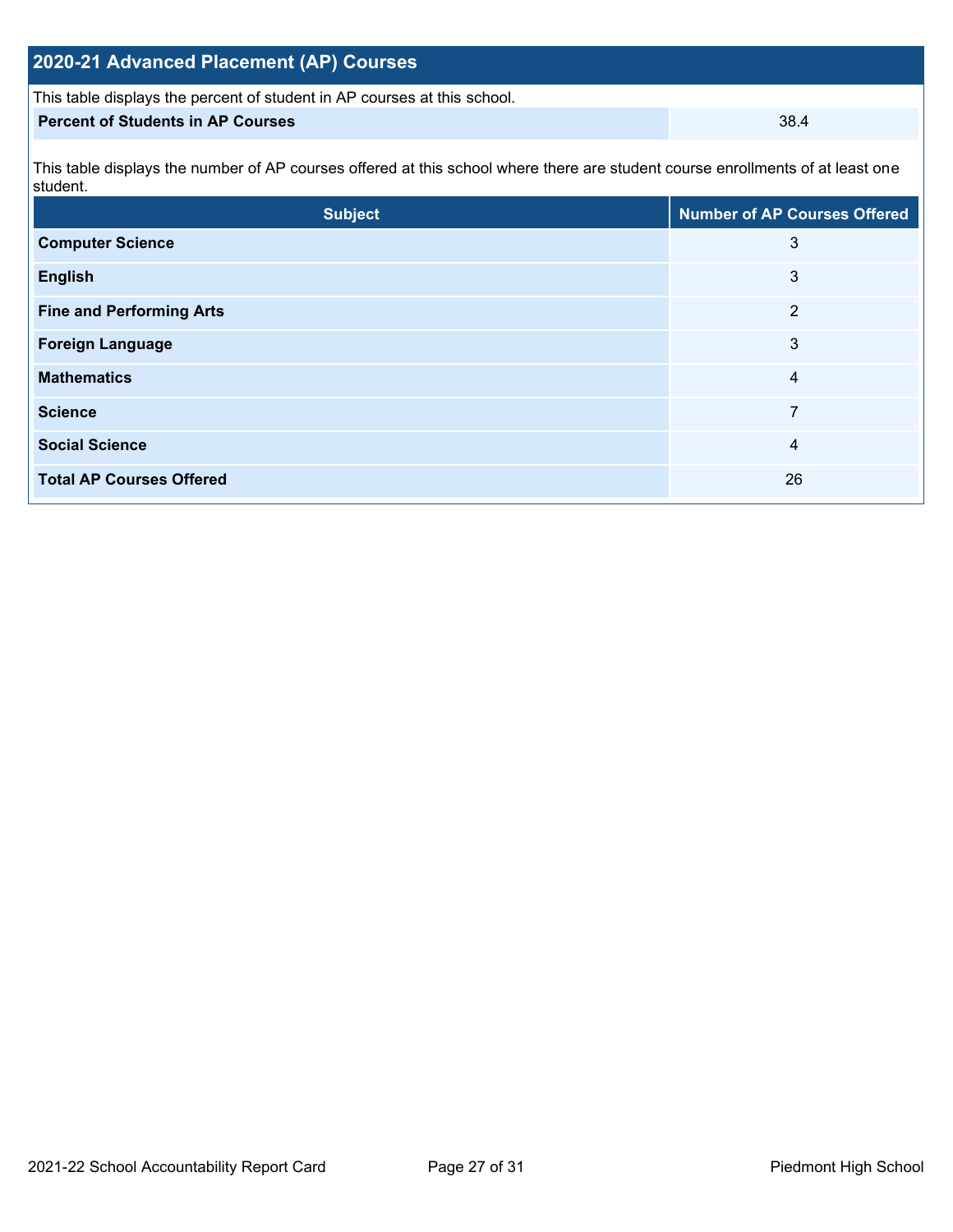## 2020-21 Advanced Placement (AP) Courses

This table displays the percent of student in AP courses at this school.

| | |
|---|---|
| **Percent of Students in AP Courses** | 38.4 |

This table displays the number of AP courses offered at this school where there are student course enrollments of at least one student.

| Subject | Number of AP Courses Offered |
|---|---|
| **Computer Science** | 3 |
| **English** | 3 |
| **Fine and Performing Arts** | 2 |
| **Foreign Language** | 3 |
| **Mathematics** | 4 |
| **Science** | 7 |
| **Social Science** | 4 |
| **Total AP Courses Offered** | 26 |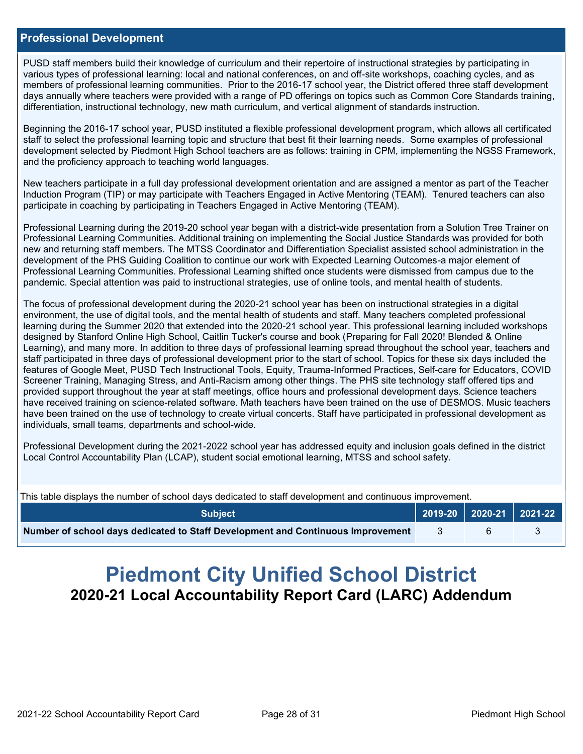## Professional Development

PUSD staff members build their knowledge of curriculum and their repertoire of instructional strategies by participating in various types of professional learning: local and national conferences, on and off-site workshops, coaching cycles, and as members of professional learning communities.  Prior to the 2016-17 school year, the District offered three staff development days annually where teachers were provided with a range of PD offerings on topics such as Common Core Standards training, differentiation, instructional technology, new math curriculum, and vertical alignment of standards instruction.

Beginning the 2016-17 school year, PUSD instituted a flexible professional development program, which allows all certificated staff to select the professional learning topic and structure that best fit their learning needs.  Some examples of professional development selected by Piedmont High School teachers are as follows: training in CPM, implementing the NGSS Framework, and the proficiency approach to teaching world languages.

New teachers participate in a full day professional development orientation and are assigned a mentor as part of the Teacher Induction Program (TIP) or may participate with Teachers Engaged in Active Mentoring (TEAM).  Tenured teachers can also participate in coaching by participating in Teachers Engaged in Active Mentoring (TEAM).

Professional Learning during the 2019-20 school year began with a district-wide presentation from a Solution Tree Trainer on Professional Learning Communities. Additional training on implementing the Social Justice Standards was provided for both new and returning staff members. The MTSS Coordinator and Differentiation Specialist assisted school administration in the development of the PHS Guiding Coalition to continue our work with Expected Learning Outcomes-a major element of Professional Learning Communities. Professional Learning shifted once students were dismissed from campus due to the pandemic. Special attention was paid to instructional strategies, use of online tools, and mental health of students.

The focus of professional development during the 2020-21 school year has been on instructional strategies in a digital environment, the use of digital tools, and the mental health of students and staff. Many teachers completed professional learning during the Summer 2020 that extended into the 2020-21 school year. This professional learning included workshops designed by Stanford Online High School, Caitlin Tucker's course and book (Preparing for Fall 2020! Blended & Online Learning), and many more. In addition to three days of professional learning spread throughout the school year, teachers and staff participated in three days of professional development prior to the start of school. Topics for these six days included the features of Google Meet, PUSD Tech Instructional Tools, Equity, Trauma-Informed Practices, Self-care for Educators, COVID Screener Training, Managing Stress, and Anti-Racism among other things. The PHS site technology staff offered tips and provided support throughout the year at staff meetings, office hours and professional development days. Science teachers have received training on science-related software. Math teachers have been trained on the use of DESMOS. Music teachers have been trained on the use of technology to create virtual concerts. Staff have participated in professional development as individuals, small teams, departments and school-wide.

Professional Development during the 2021-2022 school year has addressed equity and inclusion goals defined in the district Local Control Accountability Plan (LCAP), student social emotional learning, MTSS and school safety.

This table displays the number of school days dedicated to staff development and continuous improvement.

| Subject | 2019-20 | 2020-21 | 2021-22 |
|---|---|---|---|
| **Number of school days dedicated to Staff Development and Continuous Improvement** | 3 | 6 | 3 |

# Piedmont City Unified School District

## 2020-21 Local Accountability Report Card (LARC) Addendum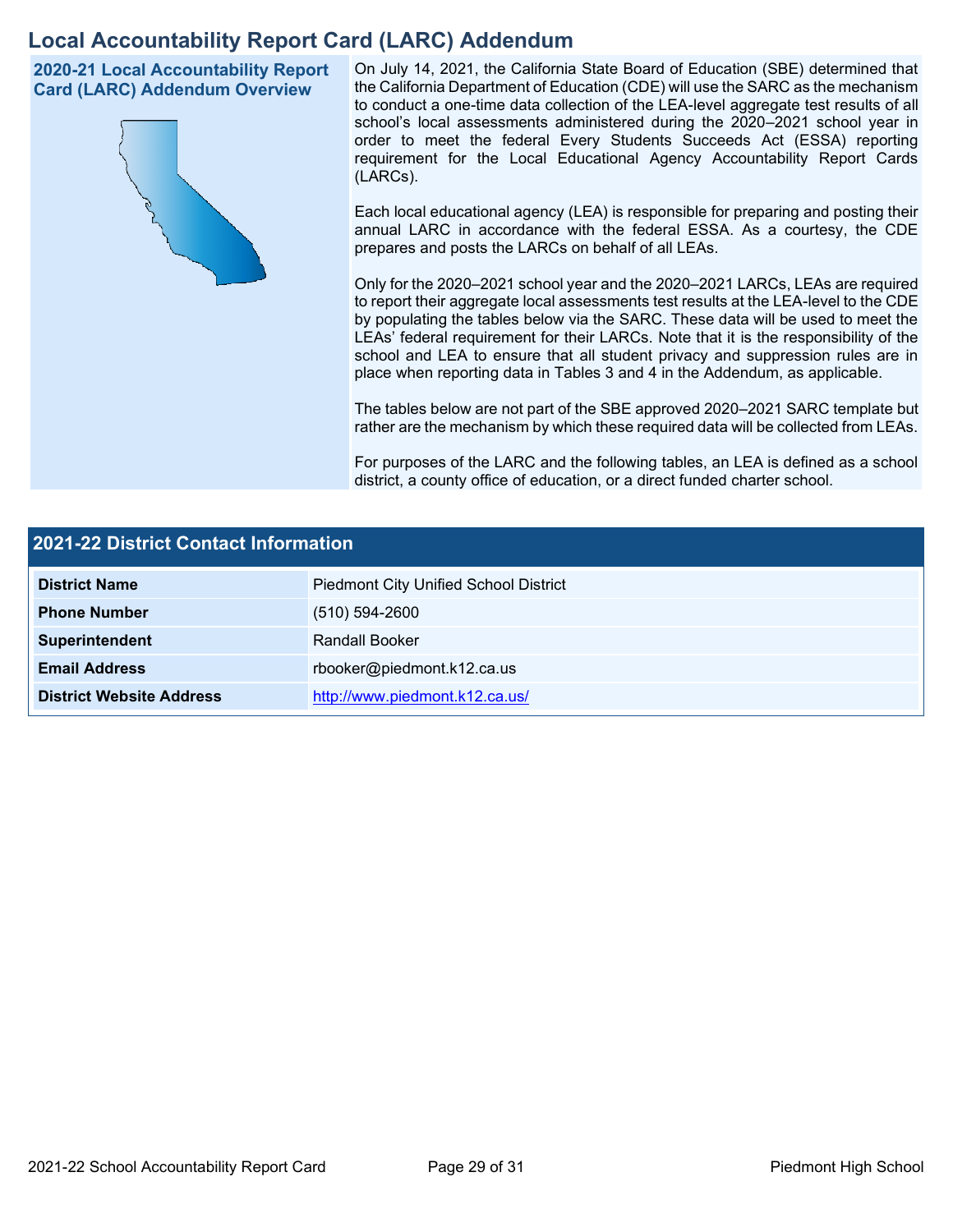# Local Accountability Report Card (LARC) Addendum

## 2020-21 Local Accountability Report Card (LARC) Addendum Overview

On July 14, 2021, the California State Board of Education (SBE) determined that the California Department of Education (CDE) will use the SARC as the mechanism to conduct a one-time data collection of the LEA-level aggregate test results of all school's local assessments administered during the 2020–2021 school year in order to meet the federal Every Students Succeeds Act (ESSA) reporting requirement for the Local Educational Agency Accountability Report Cards (LARCs).

Each local educational agency (LEA) is responsible for preparing and posting their annual LARC in accordance with the federal ESSA. As a courtesy, the CDE prepares and posts the LARCs on behalf of all LEAs.

Only for the 2020–2021 school year and the 2020–2021 LARCs, LEAs are required to report their aggregate local assessments test results at the LEA-level to the CDE by populating the tables below via the SARC. These data will be used to meet the LEAs' federal requirement for their LARCs. Note that it is the responsibility of the school and LEA to ensure that all student privacy and suppression rules are in place when reporting data in Tables 3 and 4 in the Addendum, as applicable.

The tables below are not part of the SBE approved 2020–2021 SARC template but rather are the mechanism by which these required data will be collected from LEAs.

For purposes of the LARC and the following tables, an LEA is defined as a school district, a county office of education, or a direct funded charter school.

## 2021-22 District Contact Information

| 2021-22 District Contact Information | |
|---|---|
| **District Name** | Piedmont City Unified School District |
| **Phone Number** | (510) 594-2600 |
| **Superintendent** | Randall Booker |
| **Email Address** | rbooker@piedmont.k12.ca.us |
| **District Website Address** | http://www.piedmont.k12.ca.us/ |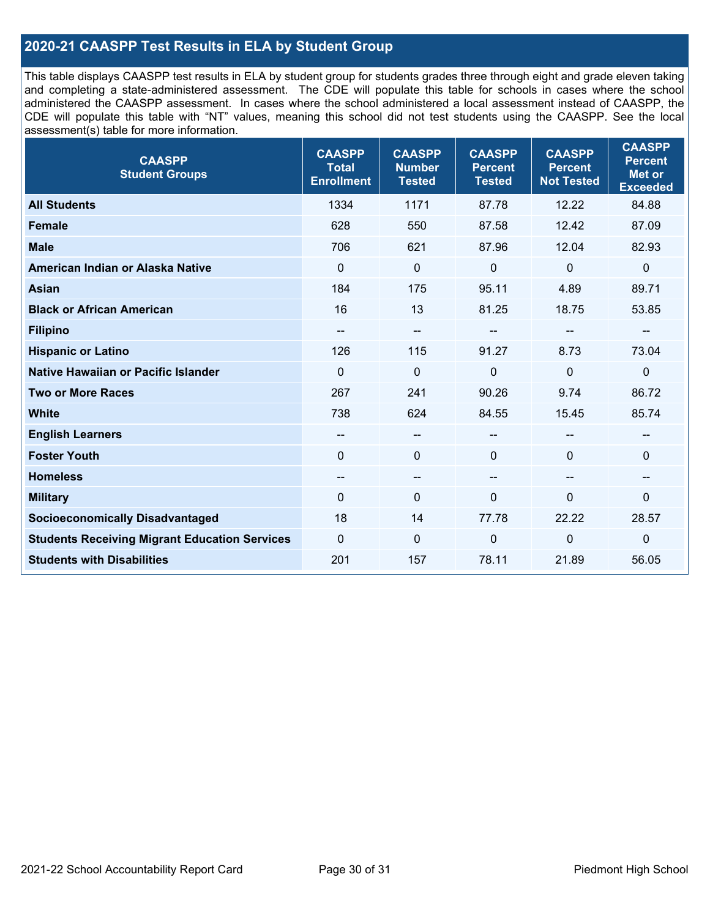## 2020-21 CAASPP Test Results in ELA by Student Group

This table displays CAASPP test results in ELA by student group for students grades three through eight and grade eleven taking and completing a state-administered assessment. The CDE will populate this table for schools in cases where the school administered the CAASPP assessment. In cases where the school administered a local assessment instead of CAASPP, the CDE will populate this table with "NT" values, meaning this school did not test students using the CAASPP. See the local assessment(s) table for more information.

| CAASPP Student Groups | CAASPP Total Enrollment | CAASPP Number Tested | CAASPP Percent Tested | CAASPP Percent Not Tested | CAASPP Percent Met or Exceeded |
|---|---|---|---|---|---|
| **All Students** | 1334 | 1171 | 87.78 | 12.22 | 84.88 |
| **Female** | 628 | 550 | 87.58 | 12.42 | 87.09 |
| **Male** | 706 | 621 | 87.96 | 12.04 | 82.93 |
| **American Indian or Alaska Native** | 0 | 0 | 0 | 0 | 0 |
| **Asian** | 184 | 175 | 95.11 | 4.89 | 89.71 |
| **Black or African American** | 16 | 13 | 81.25 | 18.75 | 53.85 |
| **Filipino** | -- | -- | -- | -- | -- |
| **Hispanic or Latino** | 126 | 115 | 91.27 | 8.73 | 73.04 |
| **Native Hawaiian or Pacific Islander** | 0 | 0 | 0 | 0 | 0 |
| **Two or More Races** | 267 | 241 | 90.26 | 9.74 | 86.72 |
| **White** | 738 | 624 | 84.55 | 15.45 | 85.74 |
| **English Learners** | -- | -- | -- | -- | -- |
| **Foster Youth** | 0 | 0 | 0 | 0 | 0 |
| **Homeless** | -- | -- | -- | -- | -- |
| **Military** | 0 | 0 | 0 | 0 | 0 |
| **Socioeconomically Disadvantaged** | 18 | 14 | 77.78 | 22.22 | 28.57 |
| **Students Receiving Migrant Education Services** | 0 | 0 | 0 | 0 | 0 |
| **Students with Disabilities** | 201 | 157 | 78.11 | 21.89 | 56.05 |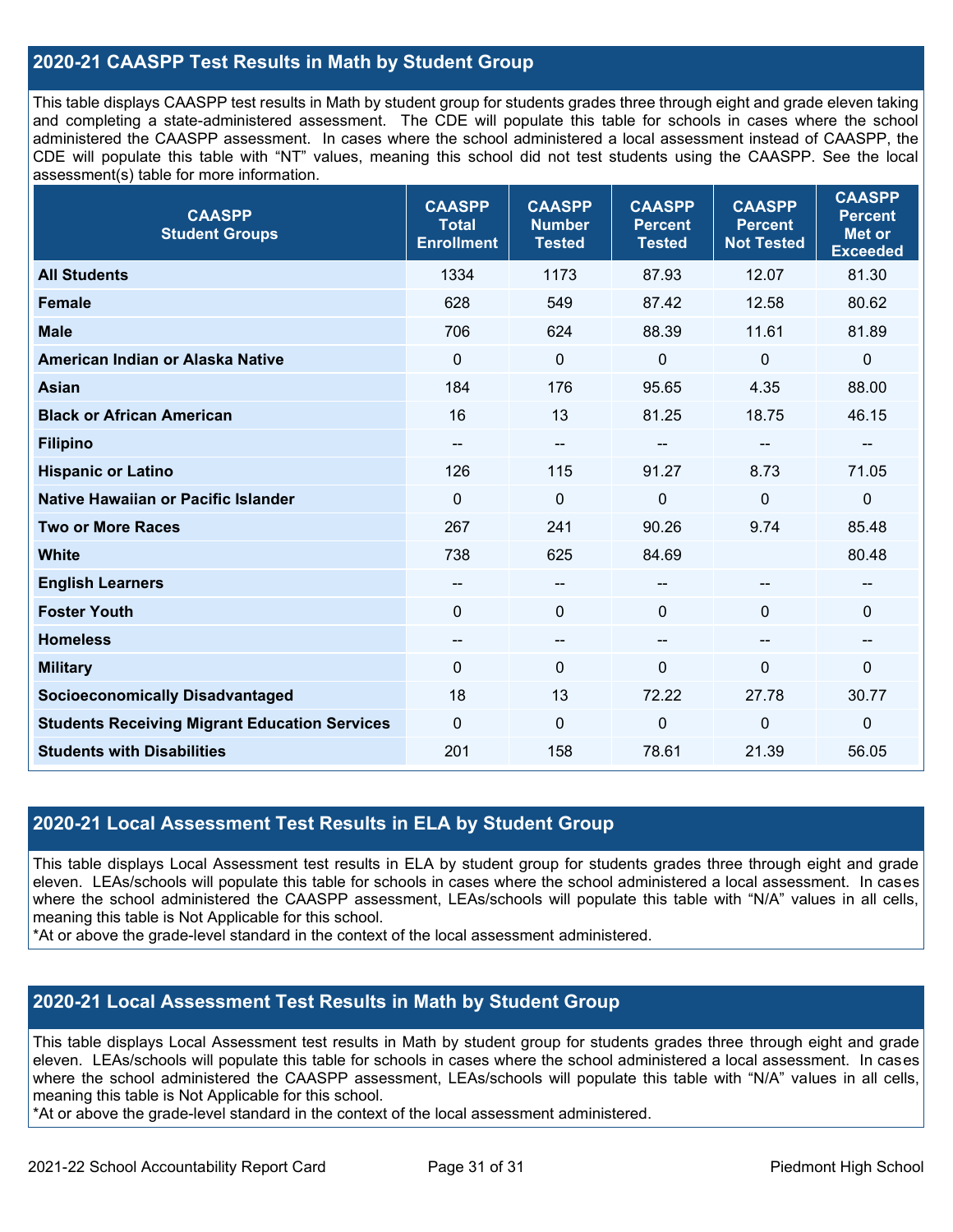## 2020-21 CAASPP Test Results in Math by Student Group

This table displays CAASPP test results in Math by student group for students grades three through eight and grade eleven taking and completing a state-administered assessment. The CDE will populate this table for schools in cases where the school administered the CAASPP assessment. In cases where the school administered a local assessment instead of CAASPP, the CDE will populate this table with "NT" values, meaning this school did not test students using the CAASPP. See the local assessment(s) table for more information.

| CAASPP Student Groups | CAASPP Total Enrollment | CAASPP Number Tested | CAASPP Percent Tested | CAASPP Percent Not Tested | CAASPP Percent Met or Exceeded |
|---|---|---|---|---|---|
| All Students | 1334 | 1173 | 87.93 | 12.07 | 81.30 |
| Female | 628 | 549 | 87.42 | 12.58 | 80.62 |
| Male | 706 | 624 | 88.39 | 11.61 | 81.89 |
| American Indian or Alaska Native | 0 | 0 | 0 | 0 | 0 |
| Asian | 184 | 176 | 95.65 | 4.35 | 88.00 |
| Black or African American | 16 | 13 | 81.25 | 18.75 | 46.15 |
| Filipino | -- | -- | -- | -- | -- |
| Hispanic or Latino | 126 | 115 | 91.27 | 8.73 | 71.05 |
| Native Hawaiian or Pacific Islander | 0 | 0 | 0 | 0 | 0 |
| Two or More Races | 267 | 241 | 90.26 | 9.74 | 85.48 |
| White | 738 | 625 | 84.69 | | 80.48 |
| English Learners | -- | -- | -- | -- | -- |
| Foster Youth | 0 | 0 | 0 | 0 | 0 |
| Homeless | -- | -- | -- | -- | -- |
| Military | 0 | 0 | 0 | 0 | 0 |
| Socioeconomically Disadvantaged | 18 | 13 | 72.22 | 27.78 | 30.77 |
| Students Receiving Migrant Education Services | 0 | 0 | 0 | 0 | 0 |
| Students with Disabilities | 201 | 158 | 78.61 | 21.39 | 56.05 |

## 2020-21 Local Assessment Test Results in ELA by Student Group

This table displays Local Assessment test results in ELA by student group for students grades three through eight and grade eleven. LEAs/schools will populate this table for schools in cases where the school administered a local assessment. In cases where the school administered the CAASPP assessment, LEAs/schools will populate this table with "N/A" values in all cells, meaning this table is Not Applicable for this school.

*At or above the grade-level standard in the context of the local assessment administered.

## 2020-21 Local Assessment Test Results in Math by Student Group

This table displays Local Assessment test results in Math by student group for students grades three through eight and grade eleven. LEAs/schools will populate this table for schools in cases where the school administered a local assessment. In cases where the school administered the CAASPP assessment, LEAs/schools will populate this table with "N/A" values in all cells, meaning this table is Not Applicable for this school.

*At or above the grade-level standard in the context of the local assessment administered.